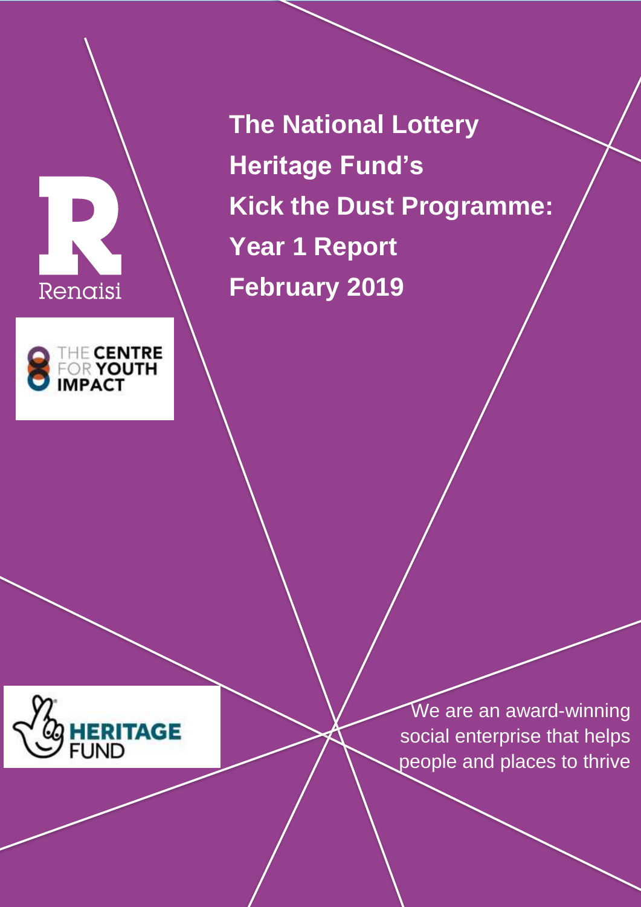Renaisi

THE CENTRE FOR YOUTH IMPACT

# The National Lottery Heritage Fund's Kick the Dust Programme: Year 1 Report February 2019

HERITAGE FUND

We are an award-winning social enterprise that helps people and places to thrive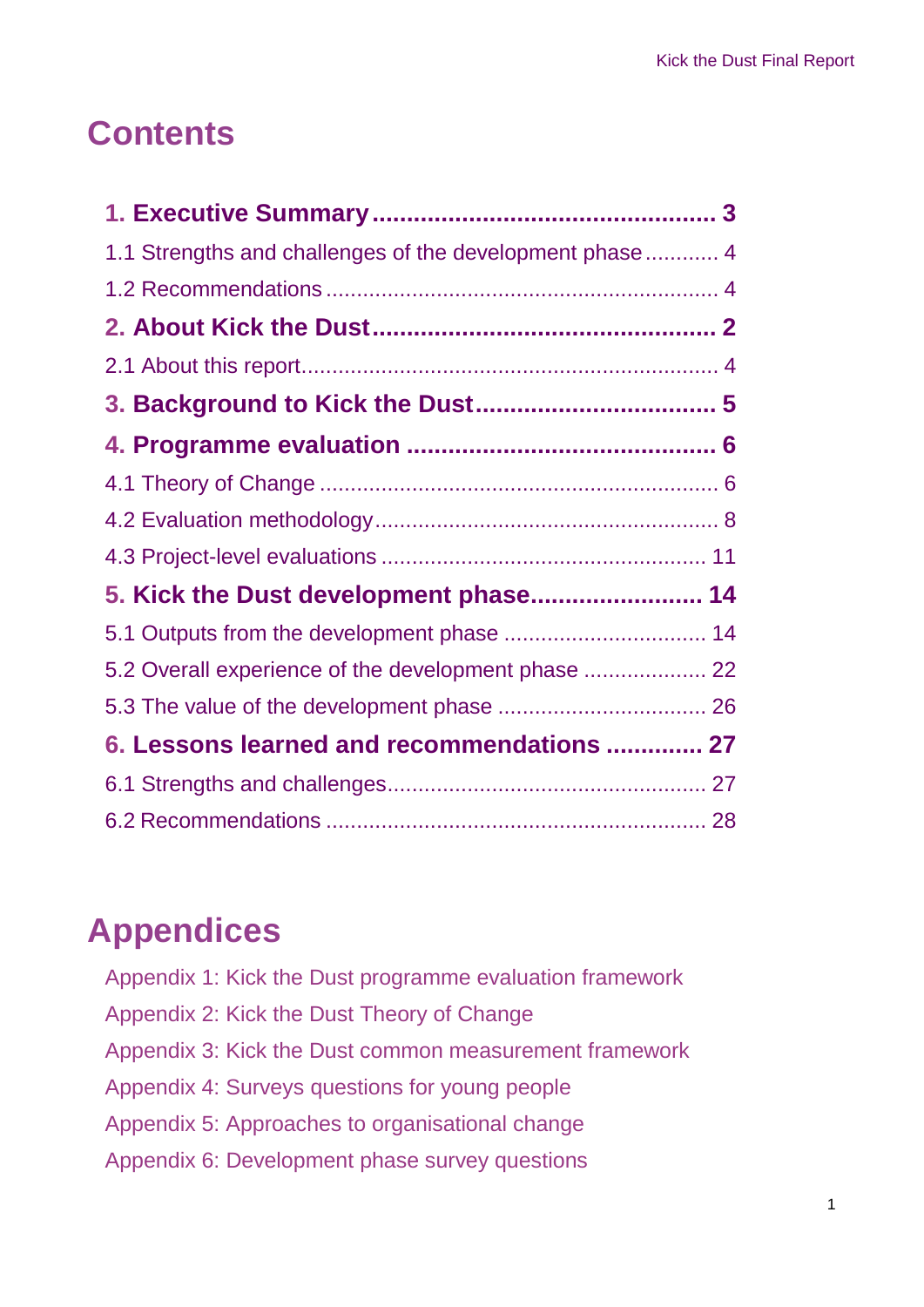# Contents

**1. Executive Summary** ........................................... 3

1.1 Strengths and challenges of the development phase ........... 4

1.2 Recommendations ........................................... 4

**2. About Kick the Dust** ........................................... 2

2.1 About this report ........................................... 4

**3. Background to Kick the Dust** ........................................... 5

**4. Programme evaluation** ........................................... 6

4.1 Theory of Change ........................................... 6

4.2 Evaluation methodology ........................................... 8

4.3 Project-level evaluations ........................................... 11

**5. Kick the Dust development phase** ........................................... 14

5.1 Outputs from the development phase ........................................... 14

5.2 Overall experience of the development phase ........................................... 22

5.3 The value of the development phase ........................................... 26

**6. Lessons learned and recommendations** ........................................... 27

6.1 Strengths and challenges ........................................... 27

6.2 Recommendations ........................................... 28

# Appendices

Appendix 1: Kick the Dust programme evaluation framework

Appendix 2: Kick the Dust Theory of Change

Appendix 3: Kick the Dust common measurement framework

Appendix 4: Surveys questions for young people

Appendix 5: Approaches to organisational change

Appendix 6: Development phase survey questions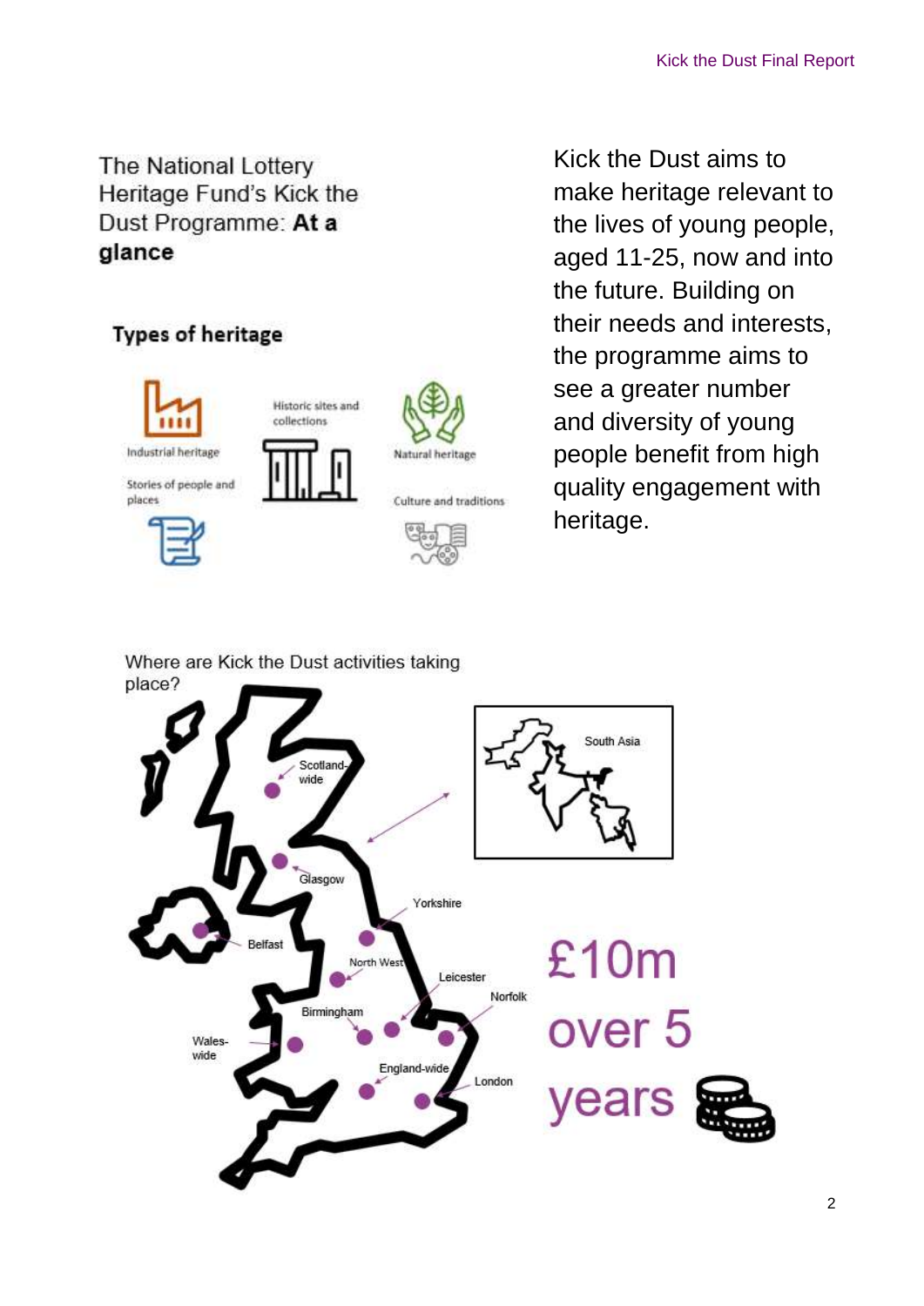## The National Lottery Heritage Fund's Kick the Dust Programme: **At a glance**

Kick the Dust aims to make heritage relevant to the lives of young people, aged 11-25, now and into the future. Building on their needs and interests, the programme aims to see a greater number and diversity of young people benefit from high quality engagement with heritage.

### Types of heritage

- Industrial heritage
- Historic sites and collections
- Natural heritage
- Stories of people and places
- Culture and traditions

### Where are Kick the Dust activities taking place?

- Scotland-wide
- Glasgow
- Belfast
- Yorkshire
- North West
- Leicester
- Norfolk
- Birmingham
- Wales-wide
- England-wide
- London
- South Asia

**£10m over 5 years**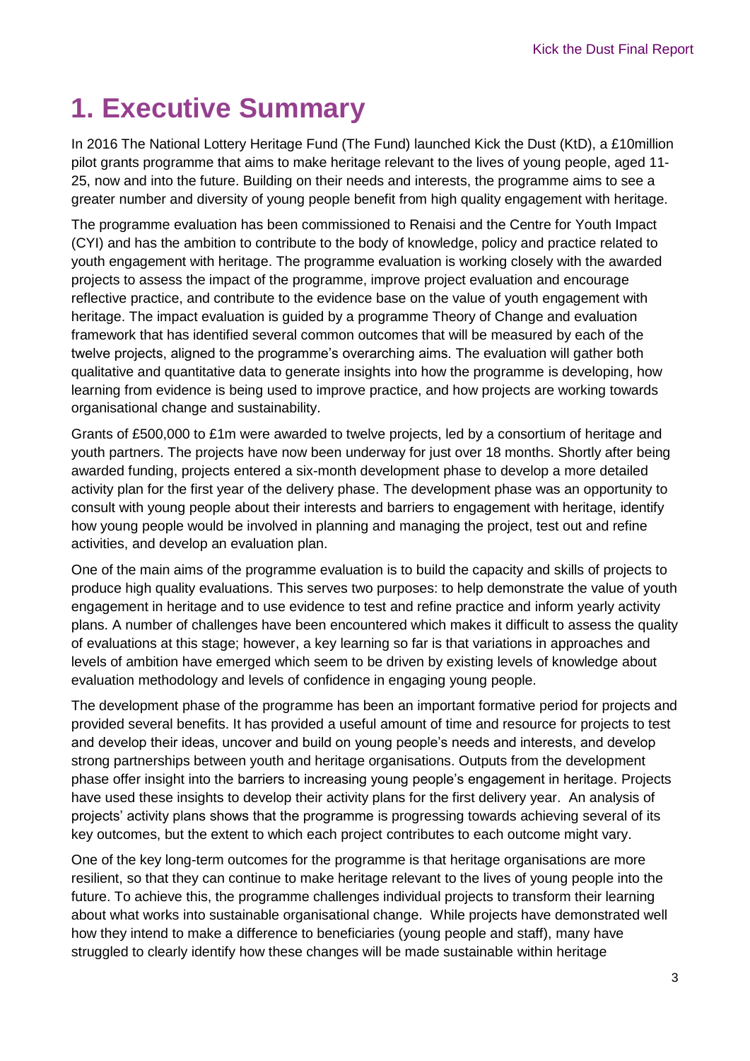# 1. Executive Summary

In 2016 The National Lottery Heritage Fund (The Fund) launched Kick the Dust (KtD), a £10million pilot grants programme that aims to make heritage relevant to the lives of young people, aged 11-25, now and into the future. Building on their needs and interests, the programme aims to see a greater number and diversity of young people benefit from high quality engagement with heritage.

The programme evaluation has been commissioned to Renaisi and the Centre for Youth Impact (CYI) and has the ambition to contribute to the body of knowledge, policy and practice related to youth engagement with heritage. The programme evaluation is working closely with the awarded projects to assess the impact of the programme, improve project evaluation and encourage reflective practice, and contribute to the evidence base on the value of youth engagement with heritage. The impact evaluation is guided by a programme Theory of Change and evaluation framework that has identified several common outcomes that will be measured by each of the twelve projects, aligned to the programme's overarching aims. The evaluation will gather both qualitative and quantitative data to generate insights into how the programme is developing, how learning from evidence is being used to improve practice, and how projects are working towards organisational change and sustainability.

Grants of £500,000 to £1m were awarded to twelve projects, led by a consortium of heritage and youth partners. The projects have now been underway for just over 18 months. Shortly after being awarded funding, projects entered a six-month development phase to develop a more detailed activity plan for the first year of the delivery phase. The development phase was an opportunity to consult with young people about their interests and barriers to engagement with heritage, identify how young people would be involved in planning and managing the project, test out and refine activities, and develop an evaluation plan.

One of the main aims of the programme evaluation is to build the capacity and skills of projects to produce high quality evaluations. This serves two purposes: to help demonstrate the value of youth engagement in heritage and to use evidence to test and refine practice and inform yearly activity plans. A number of challenges have been encountered which makes it difficult to assess the quality of evaluations at this stage; however, a key learning so far is that variations in approaches and levels of ambition have emerged which seem to be driven by existing levels of knowledge about evaluation methodology and levels of confidence in engaging young people.

The development phase of the programme has been an important formative period for projects and provided several benefits. It has provided a useful amount of time and resource for projects to test and develop their ideas, uncover and build on young people's needs and interests, and develop strong partnerships between youth and heritage organisations. Outputs from the development phase offer insight into the barriers to increasing young people's engagement in heritage. Projects have used these insights to develop their activity plans for the first delivery year. An analysis of projects' activity plans shows that the programme is progressing towards achieving several of its key outcomes, but the extent to which each project contributes to each outcome might vary.

One of the key long-term outcomes for the programme is that heritage organisations are more resilient, so that they can continue to make heritage relevant to the lives of young people into the future. To achieve this, the programme challenges individual projects to transform their learning about what works into sustainable organisational change. While projects have demonstrated well how they intend to make a difference to beneficiaries (young people and staff), many have struggled to clearly identify how these changes will be made sustainable within heritage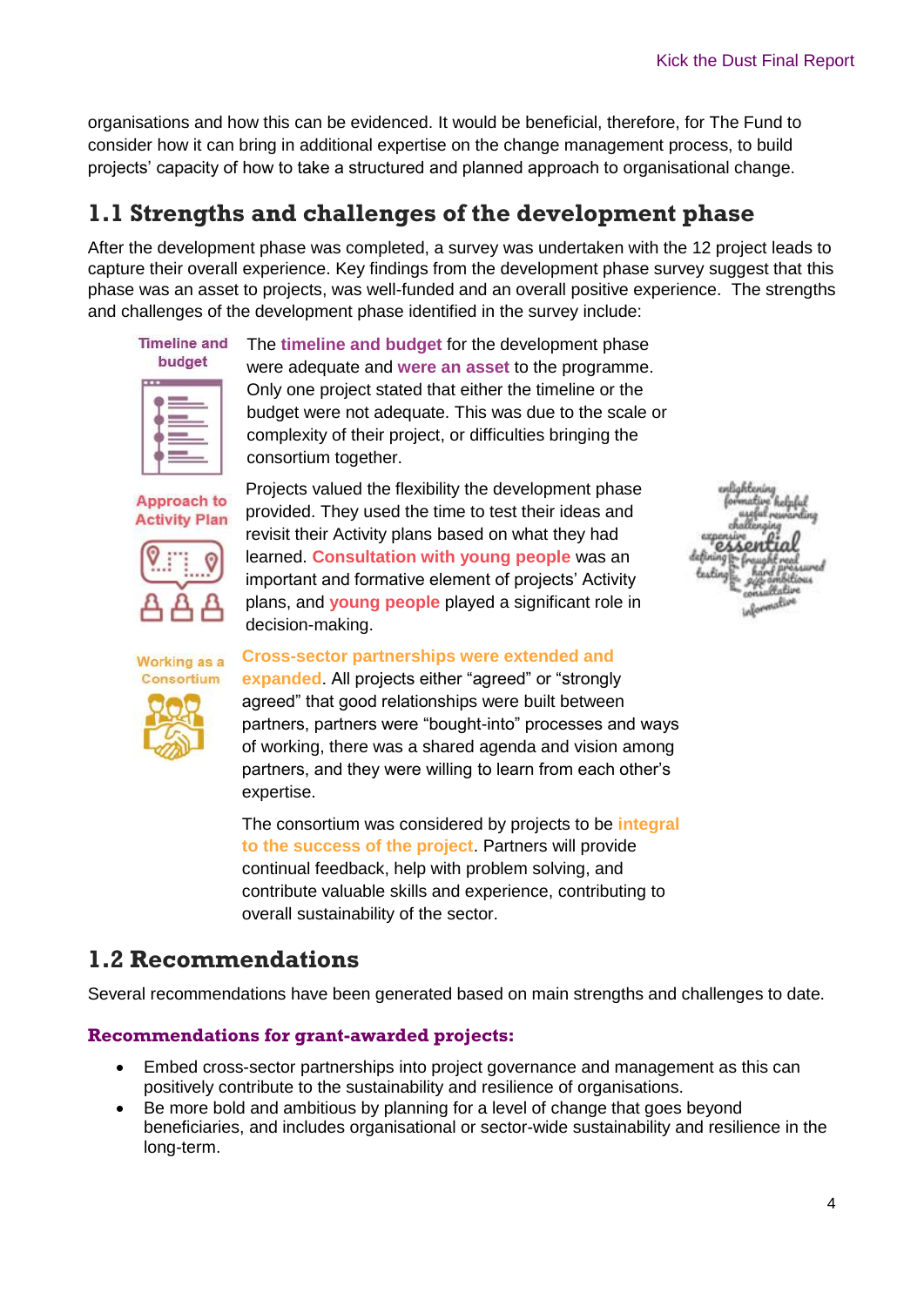organisations and how this can be evidenced. It would be beneficial, therefore, for The Fund to consider how it can bring in additional expertise on the change management process, to build projects' capacity of how to take a structured and planned approach to organisational change.

## 1.1 Strengths and challenges of the development phase

After the development phase was completed, a survey was undertaken with the 12 project leads to capture their overall experience. Key findings from the development phase survey suggest that this phase was an asset to projects, was well-funded and an overall positive experience. The strengths and challenges of the development phase identified in the survey include:

**Timeline and budget**

The **timeline and budget** for the development phase were adequate and **were an asset** to the programme. Only one project stated that either the timeline or the budget were not adequate. This was due to the scale or complexity of their project, or difficulties bringing the consortium together.

**Approach to Activity Plan**

Projects valued the flexibility the development phase provided. They used the time to test their ideas and revisit their Activity plans based on what they had learned. **Consultation with young people** was an important and formative element of projects' Activity plans, and **young people** played a significant role in decision-making.

**Working as a Consortium**

**Cross-sector partnerships were extended and expanded**. All projects either "agreed" or "strongly agreed" that good relationships were built between partners, partners were "bought-into" processes and ways of working, there was a shared agenda and vision among partners, and they were willing to learn from each other's expertise.

The consortium was considered by projects to be **integral to the success of the project**. Partners will provide continual feedback, help with problem solving, and contribute valuable skills and experience, contributing to overall sustainability of the sector.

## 1.2 Recommendations

Several recommendations have been generated based on main strengths and challenges to date.

### Recommendations for grant-awarded projects:

- Embed cross-sector partnerships into project governance and management as this can positively contribute to the sustainability and resilience of organisations.
- Be more bold and ambitious by planning for a level of change that goes beyond beneficiaries, and includes organisational or sector-wide sustainability and resilience in the long-term.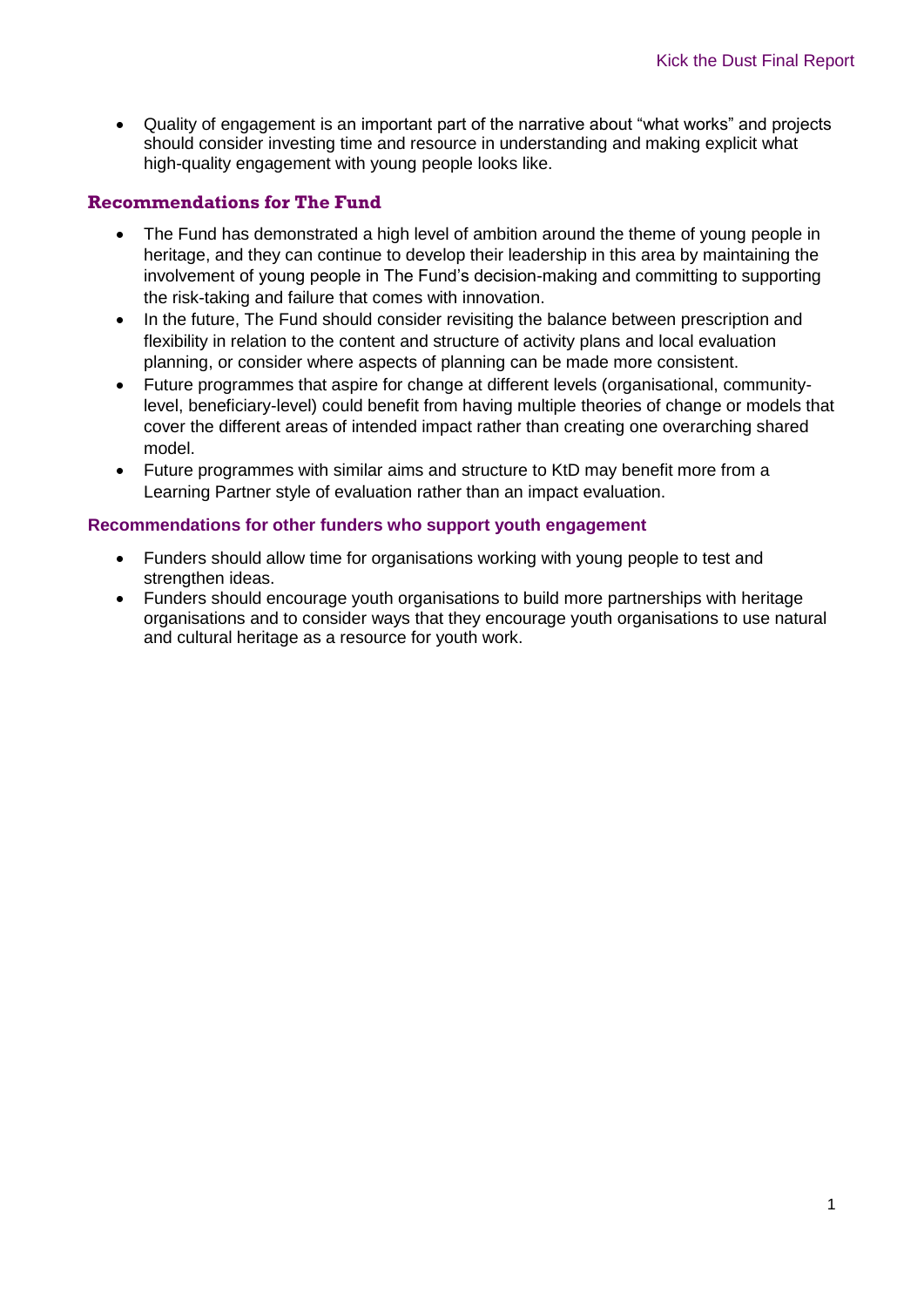- Quality of engagement is an important part of the narrative about "what works" and projects should consider investing time and resource in understanding and making explicit what high-quality engagement with young people looks like.

### Recommendations for The Fund

- The Fund has demonstrated a high level of ambition around the theme of young people in heritage, and they can continue to develop their leadership in this area by maintaining the involvement of young people in The Fund's decision-making and committing to supporting the risk-taking and failure that comes with innovation.
- In the future, The Fund should consider revisiting the balance between prescription and flexibility in relation to the content and structure of activity plans and local evaluation planning, or consider where aspects of planning can be made more consistent.
- Future programmes that aspire for change at different levels (organisational, community-level, beneficiary-level) could benefit from having multiple theories of change or models that cover the different areas of intended impact rather than creating one overarching shared model.
- Future programmes with similar aims and structure to KtD may benefit more from a Learning Partner style of evaluation rather than an impact evaluation.

### Recommendations for other funders who support youth engagement

- Funders should allow time for organisations working with young people to test and strengthen ideas.
- Funders should encourage youth organisations to build more partnerships with heritage organisations and to consider ways that they encourage youth organisations to use natural and cultural heritage as a resource for youth work.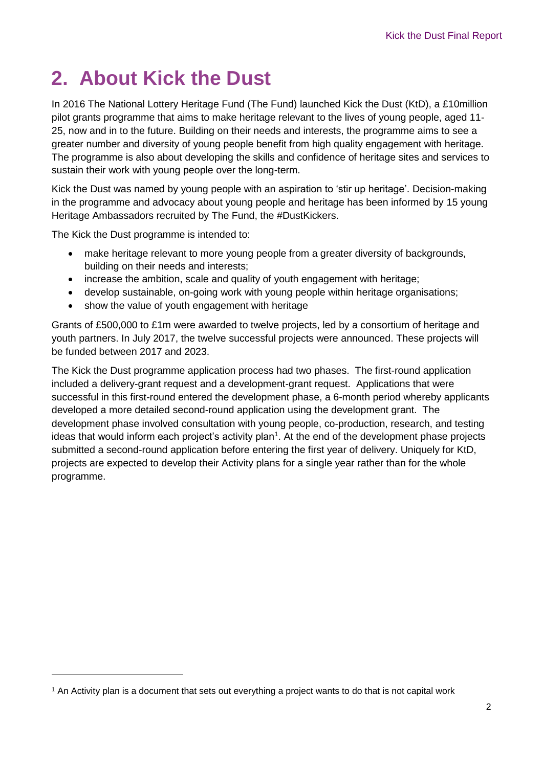# 2. About Kick the Dust

In 2016 The National Lottery Heritage Fund (The Fund) launched Kick the Dust (KtD), a £10million pilot grants programme that aims to make heritage relevant to the lives of young people, aged 11-25, now and in to the future. Building on their needs and interests, the programme aims to see a greater number and diversity of young people benefit from high quality engagement with heritage. The programme is also about developing the skills and confidence of heritage sites and services to sustain their work with young people over the long-term.

Kick the Dust was named by young people with an aspiration to 'stir up heritage'. Decision-making in the programme and advocacy about young people and heritage has been informed by 15 young Heritage Ambassadors recruited by The Fund, the #DustKickers.

The Kick the Dust programme is intended to:

- make heritage relevant to more young people from a greater diversity of backgrounds, building on their needs and interests;
- increase the ambition, scale and quality of youth engagement with heritage;
- develop sustainable, on-going work with young people within heritage organisations;
- show the value of youth engagement with heritage

Grants of £500,000 to £1m were awarded to twelve projects, led by a consortium of heritage and youth partners. In July 2017, the twelve successful projects were announced. These projects will be funded between 2017 and 2023.

The Kick the Dust programme application process had two phases. The first-round application included a delivery-grant request and a development-grant request. Applications that were successful in this first-round entered the development phase, a 6-month period whereby applicants developed a more detailed second-round application using the development grant. The development phase involved consultation with young people, co-production, research, and testing ideas that would inform each project's activity plan[1]. At the end of the development phase projects submitted a second-round application before entering the first year of delivery. Uniquely for KtD, projects are expected to develop their Activity plans for a single year rather than for the whole programme.

[1] An Activity plan is a document that sets out everything a project wants to do that is not capital work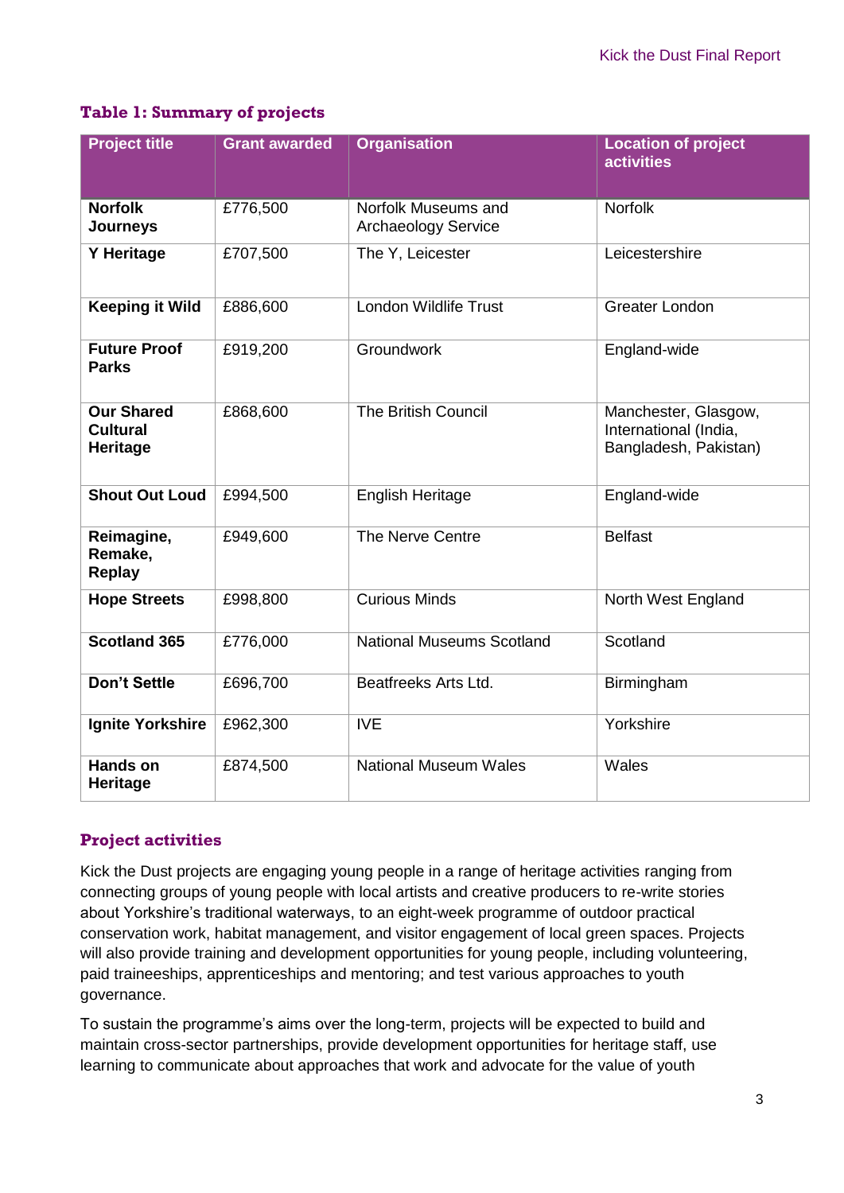### Table 1: Summary of projects

| Project title | Grant awarded | Organisation | Location of project activities |
|---|---|---|---|
| **Norfolk Journeys** | £776,500 | Norfolk Museums and Archaeology Service | Norfolk |
| **Y Heritage** | £707,500 | The Y, Leicester | Leicestershire |
| **Keeping it Wild** | £886,600 | London Wildlife Trust | Greater London |
| **Future Proof Parks** | £919,200 | Groundwork | England-wide |
| **Our Shared Cultural Heritage** | £868,600 | The British Council | Manchester, Glasgow, International (India, Bangladesh, Pakistan) |
| **Shout Out Loud** | £994,500 | English Heritage | England-wide |
| **Reimagine, Remake, Replay** | £949,600 | The Nerve Centre | Belfast |
| **Hope Streets** | £998,800 | Curious Minds | North West England |
| **Scotland 365** | £776,000 | National Museums Scotland | Scotland |
| **Don't Settle** | £696,700 | Beatfreeks Arts Ltd. | Birmingham |
| **Ignite Yorkshire** | £962,300 | IVE | Yorkshire |
| **Hands on Heritage** | £874,500 | National Museum Wales | Wales |

### Project activities

Kick the Dust projects are engaging young people in a range of heritage activities ranging from connecting groups of young people with local artists and creative producers to re-write stories about Yorkshire's traditional waterways, to an eight-week programme of outdoor practical conservation work, habitat management, and visitor engagement of local green spaces. Projects will also provide training and development opportunities for young people, including volunteering, paid traineeships, apprenticeships and mentoring; and test various approaches to youth governance.

To sustain the programme's aims over the long-term, projects will be expected to build and maintain cross-sector partnerships, provide development opportunities for heritage staff, use learning to communicate about approaches that work and advocate for the value of youth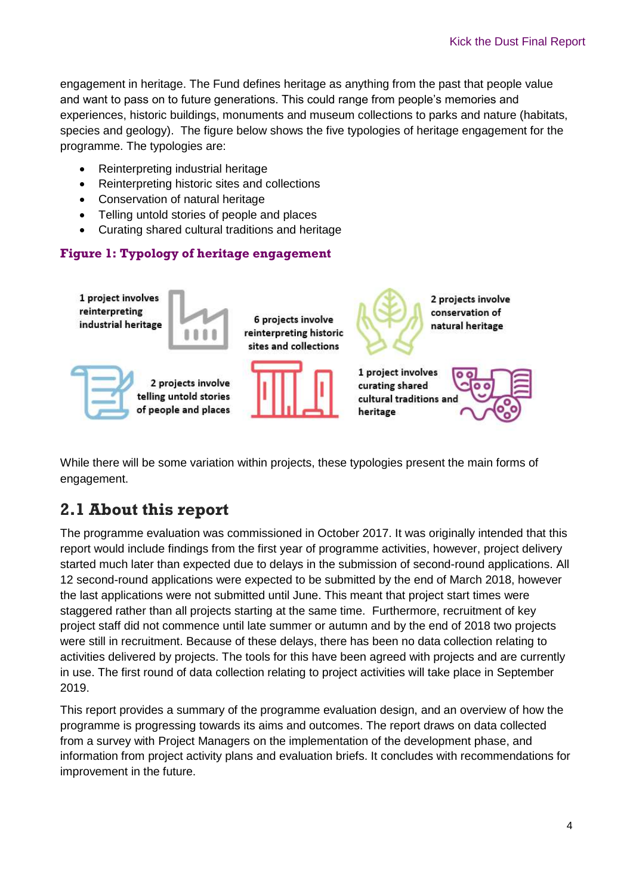engagement in heritage. The Fund defines heritage as anything from the past that people value and want to pass on to future generations. This could range from people's memories and experiences, historic buildings, monuments and museum collections to parks and nature (habitats, species and geology). The figure below shows the five typologies of heritage engagement for the programme. The typologies are:

- Reinterpreting industrial heritage
- Reinterpreting historic sites and collections
- Conservation of natural heritage
- Telling untold stories of people and places
- Curating shared cultural traditions and heritage

**Figure 1: Typology of heritage engagement**

1 project involves reinterpreting industrial heritage

6 projects involve reinterpreting historic sites and collections

2 projects involve conservation of natural heritage

2 projects involve telling untold stories of people and places

1 project involves curating shared cultural traditions and heritage

While there will be some variation within projects, these typologies present the main forms of engagement.

## 2.1 About this report

The programme evaluation was commissioned in October 2017. It was originally intended that this report would include findings from the first year of programme activities, however, project delivery started much later than expected due to delays in the submission of second-round applications. All 12 second-round applications were expected to be submitted by the end of March 2018, however the last applications were not submitted until June. This meant that project start times were staggered rather than all projects starting at the same time. Furthermore, recruitment of key project staff did not commence until late summer or autumn and by the end of 2018 two projects were still in recruitment. Because of these delays, there has been no data collection relating to activities delivered by projects. The tools for this have been agreed with projects and are currently in use. The first round of data collection relating to project activities will take place in September 2019.

This report provides a summary of the programme evaluation design, and an overview of how the programme is progressing towards its aims and outcomes. The report draws on data collected from a survey with Project Managers on the implementation of the development phase, and information from project activity plans and evaluation briefs. It concludes with recommendations for improvement in the future.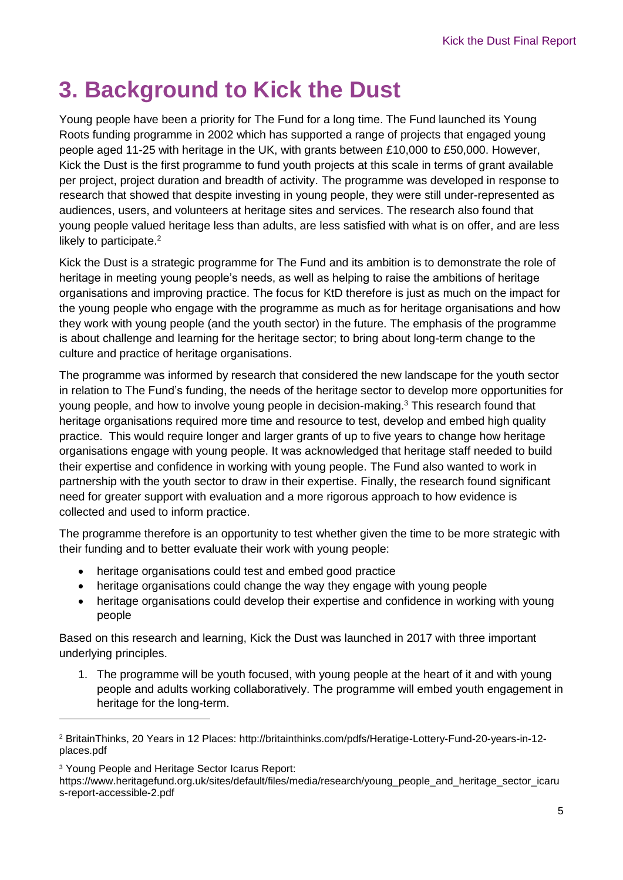# 3. Background to Kick the Dust

Young people have been a priority for The Fund for a long time. The Fund launched its Young Roots funding programme in 2002 which has supported a range of projects that engaged young people aged 11-25 with heritage in the UK, with grants between £10,000 to £50,000. However, Kick the Dust is the first programme to fund youth projects at this scale in terms of grant available per project, project duration and breadth of activity. The programme was developed in response to research that showed that despite investing in young people, they were still under-represented as audiences, users, and volunteers at heritage sites and services. The research also found that young people valued heritage less than adults, are less satisfied with what is on offer, and are less likely to participate.[2]

Kick the Dust is a strategic programme for The Fund and its ambition is to demonstrate the role of heritage in meeting young people's needs, as well as helping to raise the ambitions of heritage organisations and improving practice. The focus for KtD therefore is just as much on the impact for the young people who engage with the programme as much as for heritage organisations and how they work with young people (and the youth sector) in the future. The emphasis of the programme is about challenge and learning for the heritage sector; to bring about long-term change to the culture and practice of heritage organisations.

The programme was informed by research that considered the new landscape for the youth sector in relation to The Fund's funding, the needs of the heritage sector to develop more opportunities for young people, and how to involve young people in decision-making.[3] This research found that heritage organisations required more time and resource to test, develop and embed high quality practice. This would require longer and larger grants of up to five years to change how heritage organisations engage with young people. It was acknowledged that heritage staff needed to build their expertise and confidence in working with young people. The Fund also wanted to work in partnership with the youth sector to draw in their expertise. Finally, the research found significant need for greater support with evaluation and a more rigorous approach to how evidence is collected and used to inform practice.

The programme therefore is an opportunity to test whether given the time to be more strategic with their funding and to better evaluate their work with young people:

- heritage organisations could test and embed good practice
- heritage organisations could change the way they engage with young people
- heritage organisations could develop their expertise and confidence in working with young people

Based on this research and learning, Kick the Dust was launched in 2017 with three important underlying principles.

1. The programme will be youth focused, with young people at the heart of it and with young people and adults working collaboratively. The programme will embed youth engagement in heritage for the long-term.

---

[2] BritainThinks, 20 Years in 12 Places: http://britainthinks.com/pdfs/Heratige-Lottery-Fund-20-years-in-12-places.pdf

[3] Young People and Heritage Sector Icarus Report: https://www.heritagefund.org.uk/sites/default/files/media/research/young_people_and_heritage_sector_icarus-report-accessible-2.pdf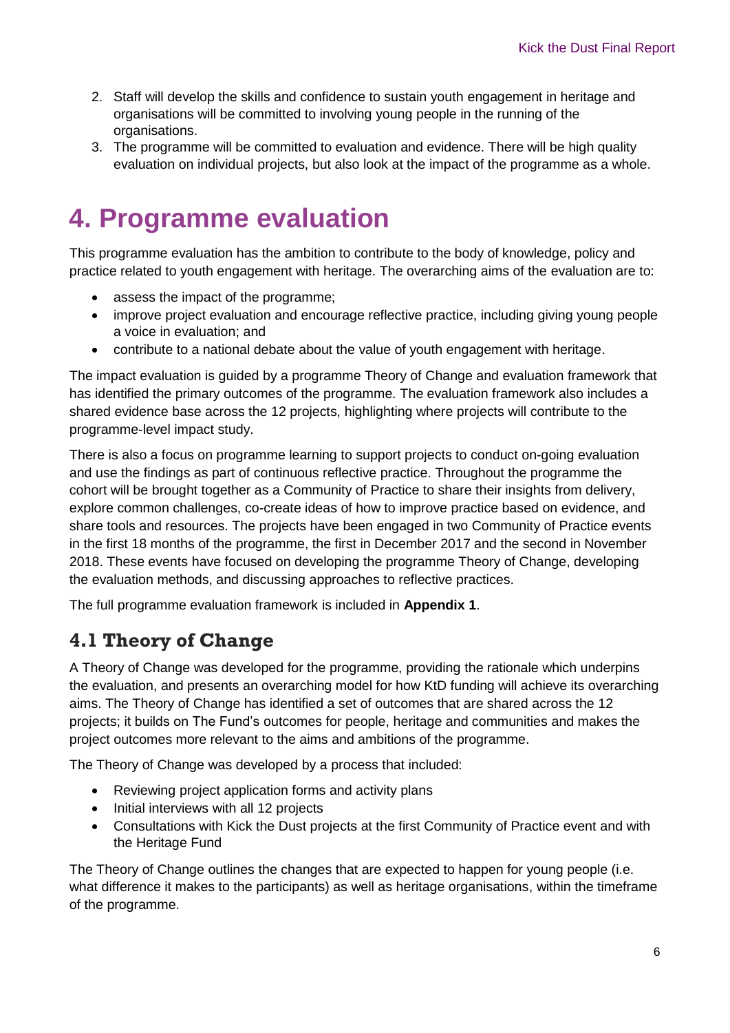2. Staff will develop the skills and confidence to sustain youth engagement in heritage and organisations will be committed to involving young people in the running of the organisations.
3. The programme will be committed to evaluation and evidence. There will be high quality evaluation on individual projects, but also look at the impact of the programme as a whole.

# 4. Programme evaluation

This programme evaluation has the ambition to contribute to the body of knowledge, policy and practice related to youth engagement with heritage. The overarching aims of the evaluation are to:

- assess the impact of the programme;
- improve project evaluation and encourage reflective practice, including giving young people a voice in evaluation; and
- contribute to a national debate about the value of youth engagement with heritage.

The impact evaluation is guided by a programme Theory of Change and evaluation framework that has identified the primary outcomes of the programme. The evaluation framework also includes a shared evidence base across the 12 projects, highlighting where projects will contribute to the programme-level impact study.

There is also a focus on programme learning to support projects to conduct on-going evaluation and use the findings as part of continuous reflective practice. Throughout the programme the cohort will be brought together as a Community of Practice to share their insights from delivery, explore common challenges, co-create ideas of how to improve practice based on evidence, and share tools and resources. The projects have been engaged in two Community of Practice events in the first 18 months of the programme, the first in December 2017 and the second in November 2018. These events have focused on developing the programme Theory of Change, developing the evaluation methods, and discussing approaches to reflective practices.

The full programme evaluation framework is included in **Appendix 1**.

## 4.1 Theory of Change

A Theory of Change was developed for the programme, providing the rationale which underpins the evaluation, and presents an overarching model for how KtD funding will achieve its overarching aims. The Theory of Change has identified a set of outcomes that are shared across the 12 projects; it builds on The Fund's outcomes for people, heritage and communities and makes the project outcomes more relevant to the aims and ambitions of the programme.

The Theory of Change was developed by a process that included:

- Reviewing project application forms and activity plans
- Initial interviews with all 12 projects
- Consultations with Kick the Dust projects at the first Community of Practice event and with the Heritage Fund

The Theory of Change outlines the changes that are expected to happen for young people (i.e. what difference it makes to the participants) as well as heritage organisations, within the timeframe of the programme.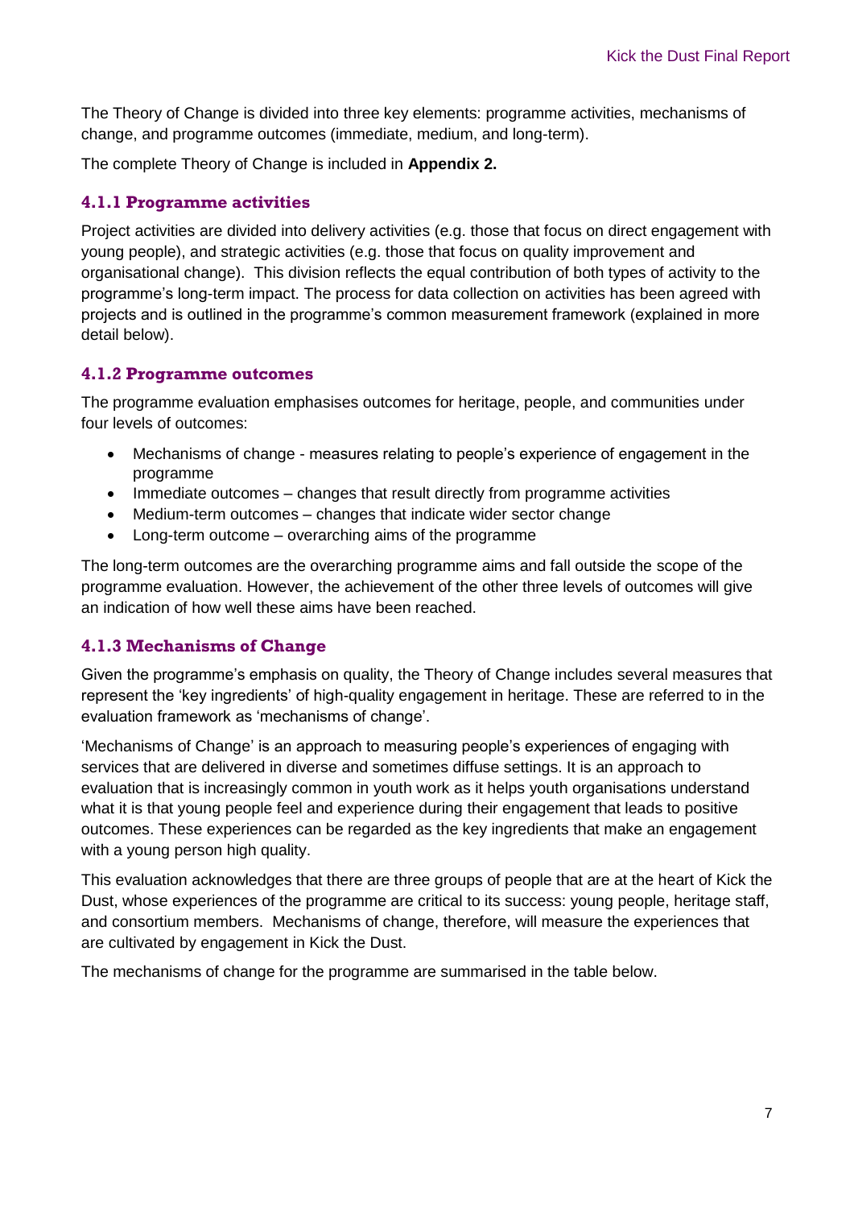The Theory of Change is divided into three key elements: programme activities, mechanisms of change, and programme outcomes (immediate, medium, and long-term).

The complete Theory of Change is included in **Appendix 2.**

### 4.1.1 Programme activities

Project activities are divided into delivery activities (e.g. those that focus on direct engagement with young people), and strategic activities (e.g. those that focus on quality improvement and organisational change). This division reflects the equal contribution of both types of activity to the programme's long-term impact. The process for data collection on activities has been agreed with projects and is outlined in the programme's common measurement framework (explained in more detail below).

### 4.1.2 Programme outcomes

The programme evaluation emphasises outcomes for heritage, people, and communities under four levels of outcomes:

- Mechanisms of change - measures relating to people's experience of engagement in the programme
- Immediate outcomes – changes that result directly from programme activities
- Medium-term outcomes – changes that indicate wider sector change
- Long-term outcome – overarching aims of the programme

The long-term outcomes are the overarching programme aims and fall outside the scope of the programme evaluation. However, the achievement of the other three levels of outcomes will give an indication of how well these aims have been reached.

### 4.1.3 Mechanisms of Change

Given the programme's emphasis on quality, the Theory of Change includes several measures that represent the 'key ingredients' of high-quality engagement in heritage. These are referred to in the evaluation framework as 'mechanisms of change'.

'Mechanisms of Change' is an approach to measuring people's experiences of engaging with services that are delivered in diverse and sometimes diffuse settings. It is an approach to evaluation that is increasingly common in youth work as it helps youth organisations understand what it is that young people feel and experience during their engagement that leads to positive outcomes. These experiences can be regarded as the key ingredients that make an engagement with a young person high quality.

This evaluation acknowledges that there are three groups of people that are at the heart of Kick the Dust, whose experiences of the programme are critical to its success: young people, heritage staff, and consortium members. Mechanisms of change, therefore, will measure the experiences that are cultivated by engagement in Kick the Dust.

The mechanisms of change for the programme are summarised in the table below.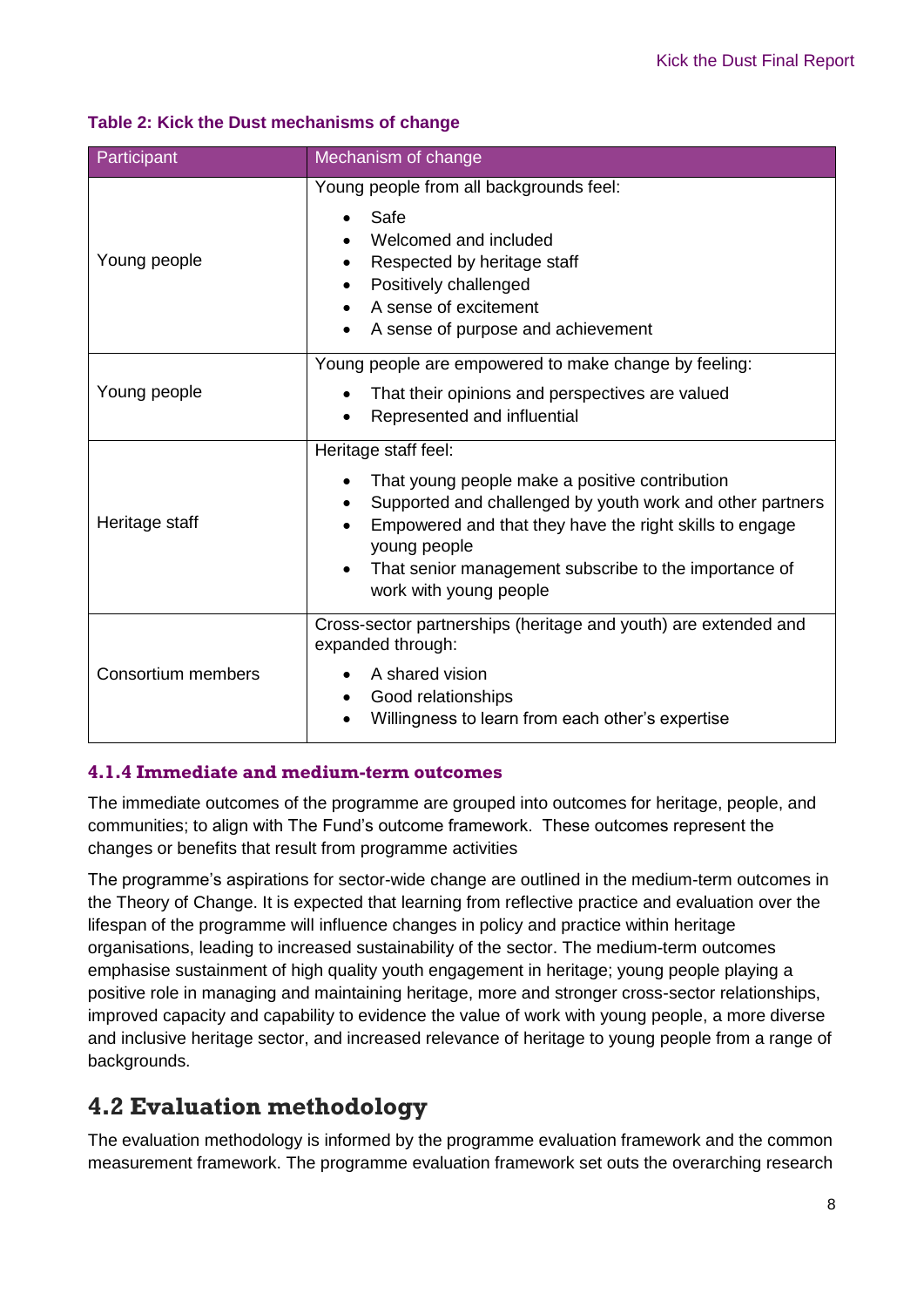**Table 2: Kick the Dust mechanisms of change**

| Participant | Mechanism of change |
|---|---|
| Young people | Young people from all backgrounds feel:<br>• Safe<br>• Welcomed and included<br>• Respected by heritage staff<br>• Positively challenged<br>• A sense of excitement<br>• A sense of purpose and achievement |
| Young people | Young people are empowered to make change by feeling:<br>• That their opinions and perspectives are valued<br>• Represented and influential |
| Heritage staff | Heritage staff feel:<br>• That young people make a positive contribution<br>• Supported and challenged by youth work and other partners<br>• Empowered and that they have the right skills to engage young people<br>• That senior management subscribe to the importance of work with young people |
| Consortium members | Cross-sector partnerships (heritage and youth) are extended and expanded through:<br>• A shared vision<br>• Good relationships<br>• Willingness to learn from each other's expertise |

### 4.1.4 Immediate and medium-term outcomes

The immediate outcomes of the programme are grouped into outcomes for heritage, people, and communities; to align with The Fund's outcome framework. These outcomes represent the changes or benefits that result from programme activities

The programme's aspirations for sector-wide change are outlined in the medium-term outcomes in the Theory of Change. It is expected that learning from reflective practice and evaluation over the lifespan of the programme will influence changes in policy and practice within heritage organisations, leading to increased sustainability of the sector. The medium-term outcomes emphasise sustainment of high quality youth engagement in heritage; young people playing a positive role in managing and maintaining heritage, more and stronger cross-sector relationships, improved capacity and capability to evidence the value of work with young people, a more diverse and inclusive heritage sector, and increased relevance of heritage to young people from a range of backgrounds.

## 4.2 Evaluation methodology

The evaluation methodology is informed by the programme evaluation framework and the common measurement framework. The programme evaluation framework set outs the overarching research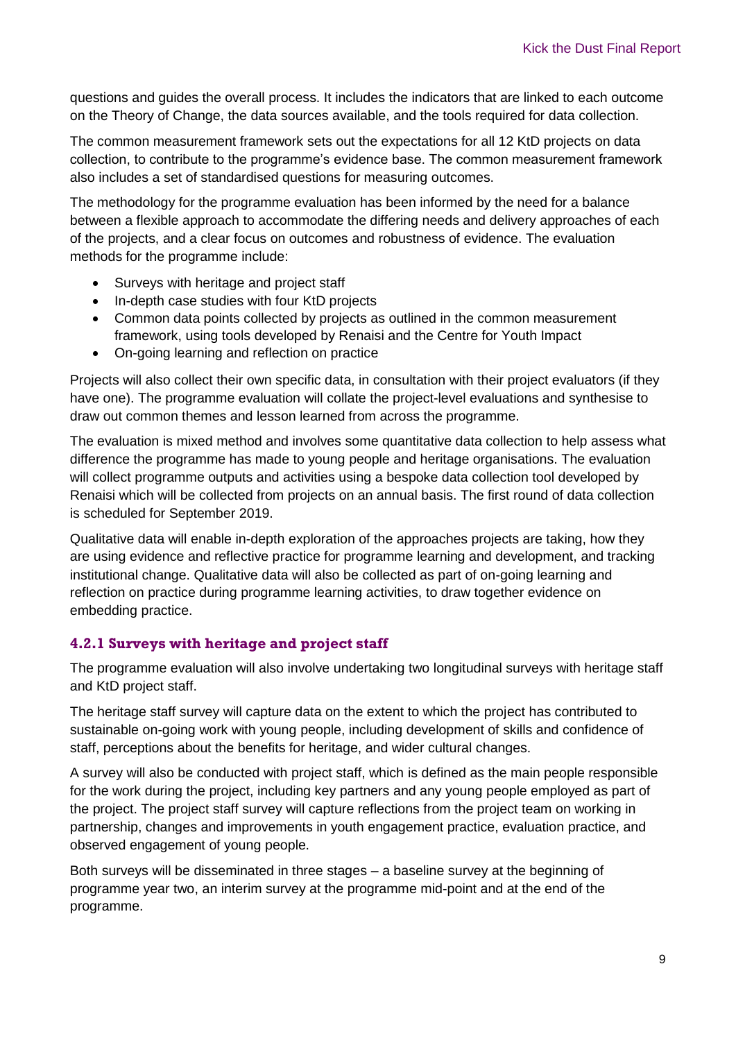questions and guides the overall process. It includes the indicators that are linked to each outcome on the Theory of Change, the data sources available, and the tools required for data collection.

The common measurement framework sets out the expectations for all 12 KtD projects on data collection, to contribute to the programme's evidence base. The common measurement framework also includes a set of standardised questions for measuring outcomes.

The methodology for the programme evaluation has been informed by the need for a balance between a flexible approach to accommodate the differing needs and delivery approaches of each of the projects, and a clear focus on outcomes and robustness of evidence. The evaluation methods for the programme include:

- Surveys with heritage and project staff
- In-depth case studies with four KtD projects
- Common data points collected by projects as outlined in the common measurement framework, using tools developed by Renaisi and the Centre for Youth Impact
- On-going learning and reflection on practice

Projects will also collect their own specific data, in consultation with their project evaluators (if they have one). The programme evaluation will collate the project-level evaluations and synthesise to draw out common themes and lesson learned from across the programme.

The evaluation is mixed method and involves some quantitative data collection to help assess what difference the programme has made to young people and heritage organisations. The evaluation will collect programme outputs and activities using a bespoke data collection tool developed by Renaisi which will be collected from projects on an annual basis. The first round of data collection is scheduled for September 2019.

Qualitative data will enable in-depth exploration of the approaches projects are taking, how they are using evidence and reflective practice for programme learning and development, and tracking institutional change. Qualitative data will also be collected as part of on-going learning and reflection on practice during programme learning activities, to draw together evidence on embedding practice.

### 4.2.1 Surveys with heritage and project staff

The programme evaluation will also involve undertaking two longitudinal surveys with heritage staff and KtD project staff.

The heritage staff survey will capture data on the extent to which the project has contributed to sustainable on-going work with young people, including development of skills and confidence of staff, perceptions about the benefits for heritage, and wider cultural changes.

A survey will also be conducted with project staff, which is defined as the main people responsible for the work during the project, including key partners and any young people employed as part of the project. The project staff survey will capture reflections from the project team on working in partnership, changes and improvements in youth engagement practice, evaluation practice, and observed engagement of young people.

Both surveys will be disseminated in three stages – a baseline survey at the beginning of programme year two, an interim survey at the programme mid-point and at the end of the programme.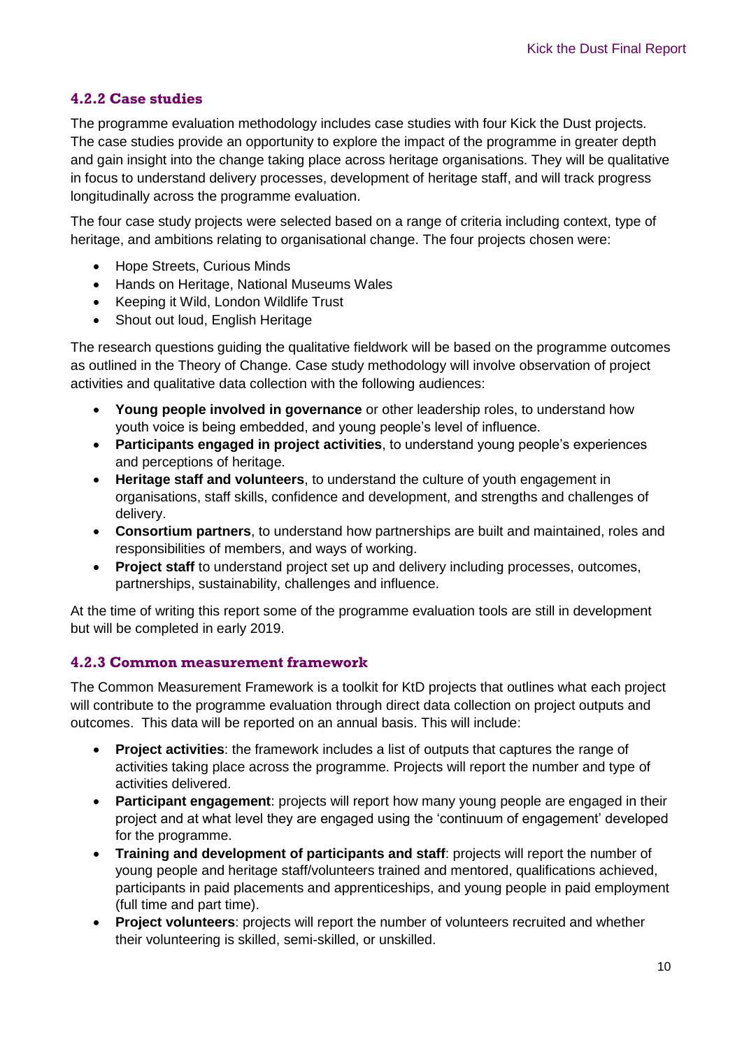#### 4.2.2 Case studies

The programme evaluation methodology includes case studies with four Kick the Dust projects. The case studies provide an opportunity to explore the impact of the programme in greater depth and gain insight into the change taking place across heritage organisations. They will be qualitative in focus to understand delivery processes, development of heritage staff, and will track progress longitudinally across the programme evaluation.

The four case study projects were selected based on a range of criteria including context, type of heritage, and ambitions relating to organisational change. The four projects chosen were:

- Hope Streets, Curious Minds
- Hands on Heritage, National Museums Wales
- Keeping it Wild, London Wildlife Trust
- Shout out loud, English Heritage

The research questions guiding the qualitative fieldwork will be based on the programme outcomes as outlined in the Theory of Change. Case study methodology will involve observation of project activities and qualitative data collection with the following audiences:

- **Young people involved in governance** or other leadership roles, to understand how youth voice is being embedded, and young people's level of influence.
- **Participants engaged in project activities**, to understand young people's experiences and perceptions of heritage.
- **Heritage staff and volunteers**, to understand the culture of youth engagement in organisations, staff skills, confidence and development, and strengths and challenges of delivery.
- **Consortium partners**, to understand how partnerships are built and maintained, roles and responsibilities of members, and ways of working.
- **Project staff** to understand project set up and delivery including processes, outcomes, partnerships, sustainability, challenges and influence.

At the time of writing this report some of the programme evaluation tools are still in development but will be completed in early 2019.

#### 4.2.3 Common measurement framework

The Common Measurement Framework is a toolkit for KtD projects that outlines what each project will contribute to the programme evaluation through direct data collection on project outputs and outcomes. This data will be reported on an annual basis. This will include:

- **Project activities**: the framework includes a list of outputs that captures the range of activities taking place across the programme. Projects will report the number and type of activities delivered.
- **Participant engagement**: projects will report how many young people are engaged in their project and at what level they are engaged using the 'continuum of engagement' developed for the programme.
- **Training and development of participants and staff**: projects will report the number of young people and heritage staff/volunteers trained and mentored, qualifications achieved, participants in paid placements and apprenticeships, and young people in paid employment (full time and part time).
- **Project volunteers**: projects will report the number of volunteers recruited and whether their volunteering is skilled, semi-skilled, or unskilled.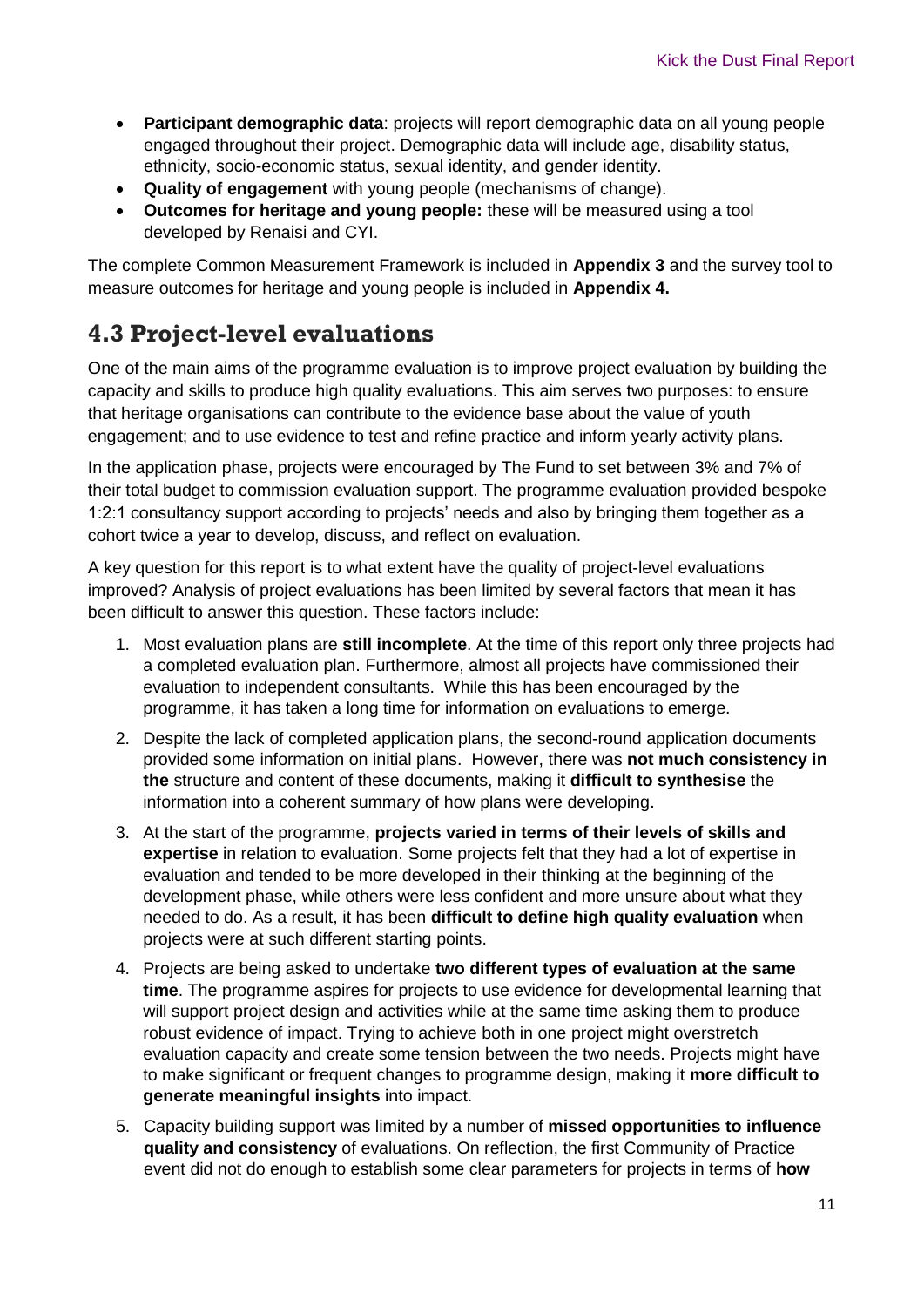- **Participant demographic data**: projects will report demographic data on all young people engaged throughout their project. Demographic data will include age, disability status, ethnicity, socio-economic status, sexual identity, and gender identity.
- **Quality of engagement** with young people (mechanisms of change).
- **Outcomes for heritage and young people:** these will be measured using a tool developed by Renaisi and CYI.

The complete Common Measurement Framework is included in **Appendix 3** and the survey tool to measure outcomes for heritage and young people is included in **Appendix 4.**

## 4.3 Project-level evaluations

One of the main aims of the programme evaluation is to improve project evaluation by building the capacity and skills to produce high quality evaluations. This aim serves two purposes: to ensure that heritage organisations can contribute to the evidence base about the value of youth engagement; and to use evidence to test and refine practice and inform yearly activity plans.

In the application phase, projects were encouraged by The Fund to set between 3% and 7% of their total budget to commission evaluation support. The programme evaluation provided bespoke 1:2:1 consultancy support according to projects' needs and also by bringing them together as a cohort twice a year to develop, discuss, and reflect on evaluation.

A key question for this report is to what extent have the quality of project-level evaluations improved? Analysis of project evaluations has been limited by several factors that mean it has been difficult to answer this question. These factors include:

1. Most evaluation plans are **still incomplete**. At the time of this report only three projects had a completed evaluation plan. Furthermore, almost all projects have commissioned their evaluation to independent consultants. While this has been encouraged by the programme, it has taken a long time for information on evaluations to emerge.
2. Despite the lack of completed application plans, the second-round application documents provided some information on initial plans. However, there was **not much consistency in the** structure and content of these documents, making it **difficult to synthesise** the information into a coherent summary of how plans were developing.
3. At the start of the programme, **projects varied in terms of their levels of skills and expertise** in relation to evaluation. Some projects felt that they had a lot of expertise in evaluation and tended to be more developed in their thinking at the beginning of the development phase, while others were less confident and more unsure about what they needed to do. As a result, it has been **difficult to define high quality evaluation** when projects were at such different starting points.
4. Projects are being asked to undertake **two different types of evaluation at the same time**. The programme aspires for projects to use evidence for developmental learning that will support project design and activities while at the same time asking them to produce robust evidence of impact. Trying to achieve both in one project might overstretch evaluation capacity and create some tension between the two needs. Projects might have to make significant or frequent changes to programme design, making it **more difficult to generate meaningful insights** into impact.
5. Capacity building support was limited by a number of **missed opportunities to influence quality and consistency** of evaluations. On reflection, the first Community of Practice event did not do enough to establish some clear parameters for projects in terms of **how**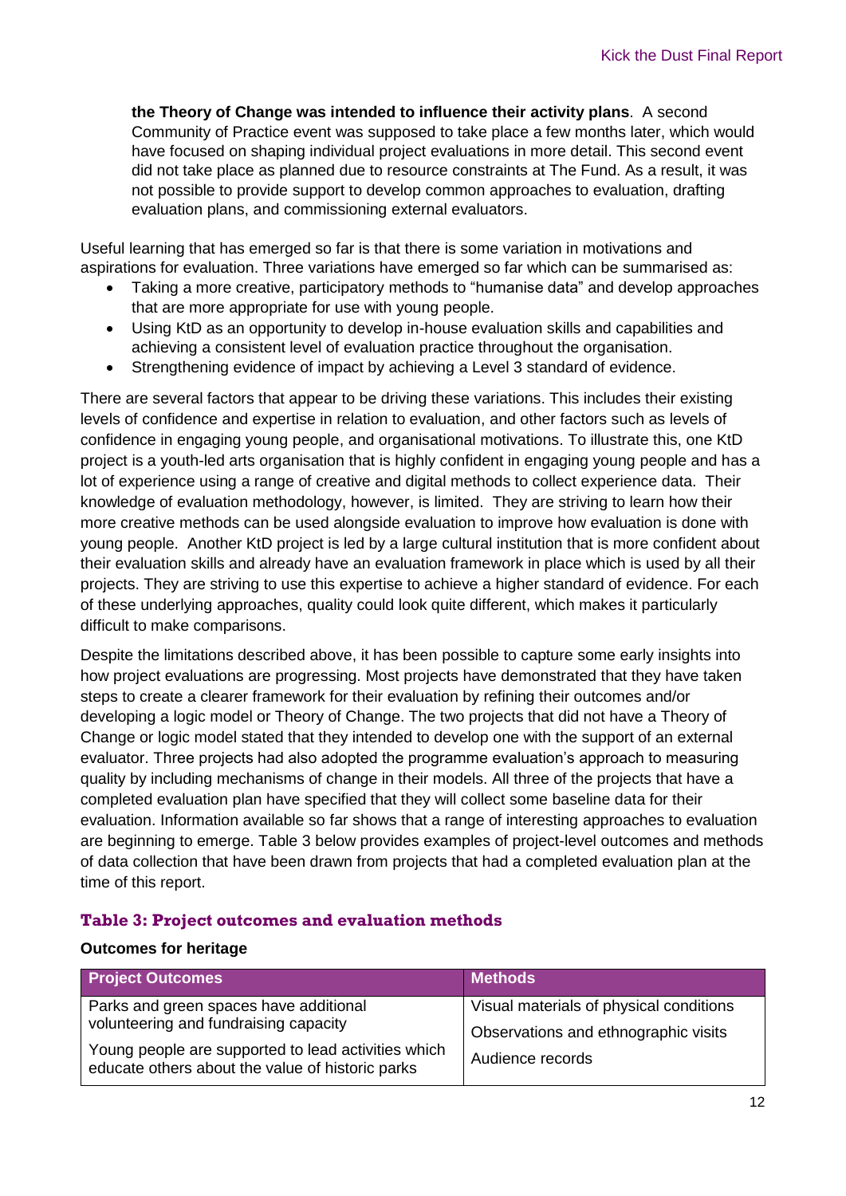**the Theory of Change was intended to influence their activity plans**. A second Community of Practice event was supposed to take place a few months later, which would have focused on shaping individual project evaluations in more detail. This second event did not take place as planned due to resource constraints at The Fund. As a result, it was not possible to provide support to develop common approaches to evaluation, drafting evaluation plans, and commissioning external evaluators.

Useful learning that has emerged so far is that there is some variation in motivations and aspirations for evaluation. Three variations have emerged so far which can be summarised as:

- Taking a more creative, participatory methods to "humanise data" and develop approaches that are more appropriate for use with young people.
- Using KtD as an opportunity to develop in-house evaluation skills and capabilities and achieving a consistent level of evaluation practice throughout the organisation.
- Strengthening evidence of impact by achieving a Level 3 standard of evidence.

There are several factors that appear to be driving these variations. This includes their existing levels of confidence and expertise in relation to evaluation, and other factors such as levels of confidence in engaging young people, and organisational motivations. To illustrate this, one KtD project is a youth-led arts organisation that is highly confident in engaging young people and has a lot of experience using a range of creative and digital methods to collect experience data. Their knowledge of evaluation methodology, however, is limited. They are striving to learn how their more creative methods can be used alongside evaluation to improve how evaluation is done with young people. Another KtD project is led by a large cultural institution that is more confident about their evaluation skills and already have an evaluation framework in place which is used by all their projects. They are striving to use this expertise to achieve a higher standard of evidence. For each of these underlying approaches, quality could look quite different, which makes it particularly difficult to make comparisons.

Despite the limitations described above, it has been possible to capture some early insights into how project evaluations are progressing. Most projects have demonstrated that they have taken steps to create a clearer framework for their evaluation by refining their outcomes and/or developing a logic model or Theory of Change. The two projects that did not have a Theory of Change or logic model stated that they intended to develop one with the support of an external evaluator. Three projects had also adopted the programme evaluation's approach to measuring quality by including mechanisms of change in their models. All three of the projects that have a completed evaluation plan have specified that they will collect some baseline data for their evaluation. Information available so far shows that a range of interesting approaches to evaluation are beginning to emerge. Table 3 below provides examples of project-level outcomes and methods of data collection that have been drawn from projects that had a completed evaluation plan at the time of this report.

### Table 3: Project outcomes and evaluation methods

**Outcomes for heritage**

| Project Outcomes | Methods |
|---|---|
| Parks and green spaces have additional volunteering and fundraising capacity<br><br>Young people are supported to lead activities which educate others about the value of historic parks | Visual materials of physical conditions<br><br>Observations and ethnographic visits<br><br>Audience records |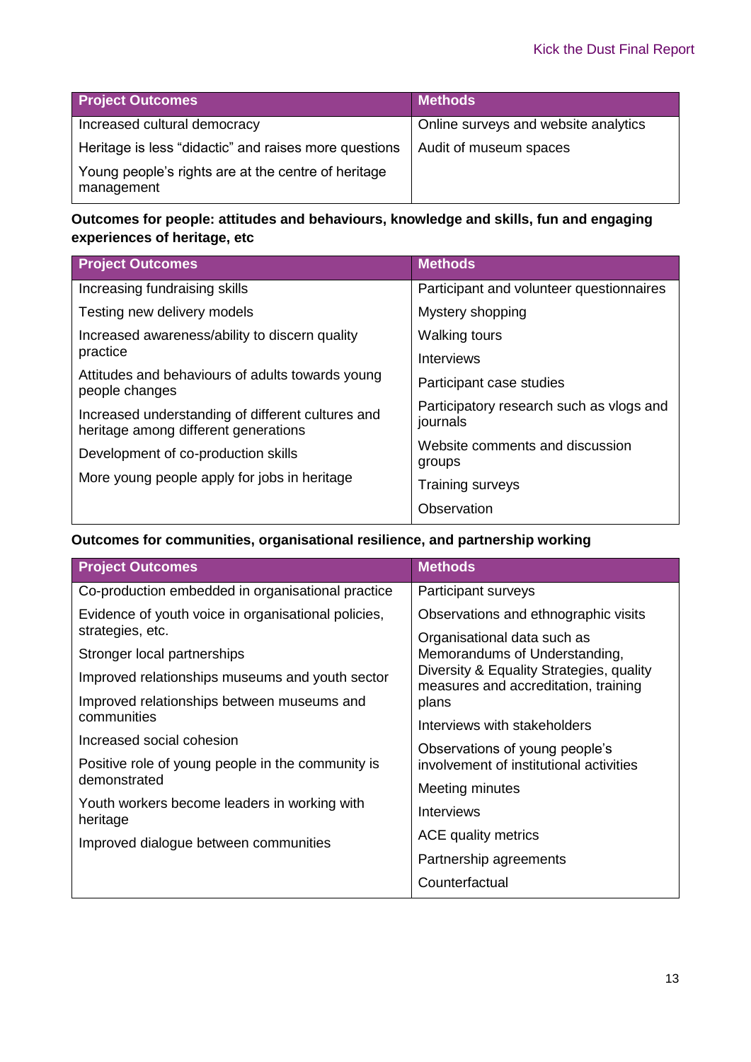| Project Outcomes | Methods |
| --- | --- |
| Increased cultural democracy | Online surveys and website analytics |
| Heritage is less "didactic" and raises more questions | Audit of museum spaces |
| Young people's rights are at the centre of heritage management | |

**Outcomes for people: attitudes and behaviours, knowledge and skills, fun and engaging experiences of heritage, etc**

| Project Outcomes | Methods |
| --- | --- |
| Increasing fundraising skills | Participant and volunteer questionnaires |
| Testing new delivery models | Mystery shopping |
| Increased awareness/ability to discern quality practice | Walking tours |
| Attitudes and behaviours of adults towards young people changes | Interviews |
| Increased understanding of different cultures and heritage among different generations | Participant case studies |
| Development of co-production skills | Participatory research such as vlogs and journals |
| More young people apply for jobs in heritage | Website comments and discussion groups |
| | Training surveys |
| | Observation |

**Outcomes for communities, organisational resilience, and partnership working**

| Project Outcomes | Methods |
| --- | --- |
| Co-production embedded in organisational practice | Participant surveys |
| Evidence of youth voice in organisational policies, strategies, etc. | Observations and ethnographic visits |
| Stronger local partnerships | Organisational data such as Memorandums of Understanding, Diversity & Equality Strategies, quality measures and accreditation, training plans |
| Improved relationships museums and youth sector | Interviews with stakeholders |
| Improved relationships between museums and communities | Observations of young people's involvement of institutional activities |
| Increased social cohesion | Meeting minutes |
| Positive role of young people in the community is demonstrated | Interviews |
| Youth workers become leaders in working with heritage | ACE quality metrics |
| Improved dialogue between communities | Partnership agreements |
| | Counterfactual |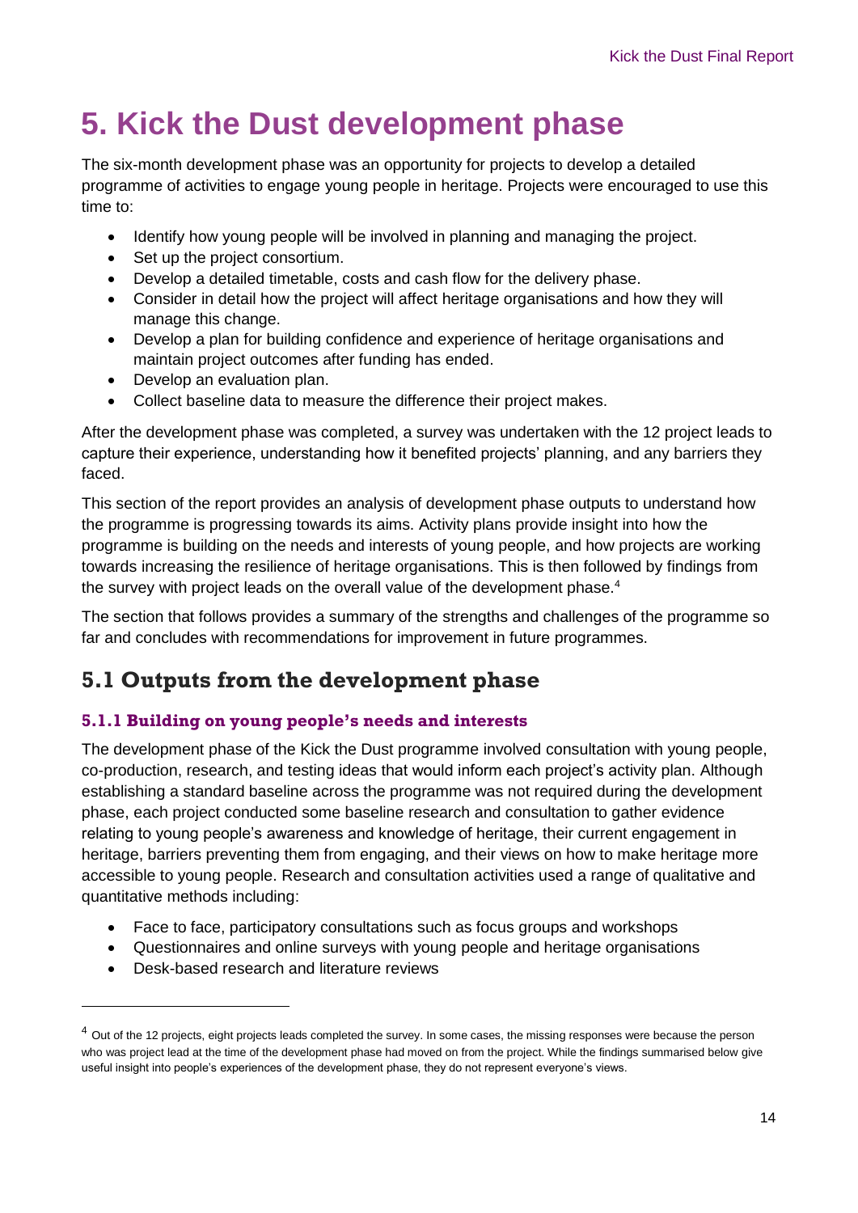# 5. Kick the Dust development phase

The six-month development phase was an opportunity for projects to develop a detailed programme of activities to engage young people in heritage. Projects were encouraged to use this time to:

- Identify how young people will be involved in planning and managing the project.
- Set up the project consortium.
- Develop a detailed timetable, costs and cash flow for the delivery phase.
- Consider in detail how the project will affect heritage organisations and how they will manage this change.
- Develop a plan for building confidence and experience of heritage organisations and maintain project outcomes after funding has ended.
- Develop an evaluation plan.
- Collect baseline data to measure the difference their project makes.

After the development phase was completed, a survey was undertaken with the 12 project leads to capture their experience, understanding how it benefited projects' planning, and any barriers they faced.

This section of the report provides an analysis of development phase outputs to understand how the programme is progressing towards its aims. Activity plans provide insight into how the programme is building on the needs and interests of young people, and how projects are working towards increasing the resilience of heritage organisations. This is then followed by findings from the survey with project leads on the overall value of the development phase.[4]

The section that follows provides a summary of the strengths and challenges of the programme so far and concludes with recommendations for improvement in future programmes.

## 5.1 Outputs from the development phase

### 5.1.1 Building on young people's needs and interests

The development phase of the Kick the Dust programme involved consultation with young people, co-production, research, and testing ideas that would inform each project's activity plan. Although establishing a standard baseline across the programme was not required during the development phase, each project conducted some baseline research and consultation to gather evidence relating to young people's awareness and knowledge of heritage, their current engagement in heritage, barriers preventing them from engaging, and their views on how to make heritage more accessible to young people. Research and consultation activities used a range of qualitative and quantitative methods including:

- Face to face, participatory consultations such as focus groups and workshops
- Questionnaires and online surveys with young people and heritage organisations
- Desk-based research and literature reviews

[4] Out of the 12 projects, eight projects leads completed the survey. In some cases, the missing responses were because the person who was project lead at the time of the development phase had moved on from the project. While the findings summarised below give useful insight into people's experiences of the development phase, they do not represent everyone's views.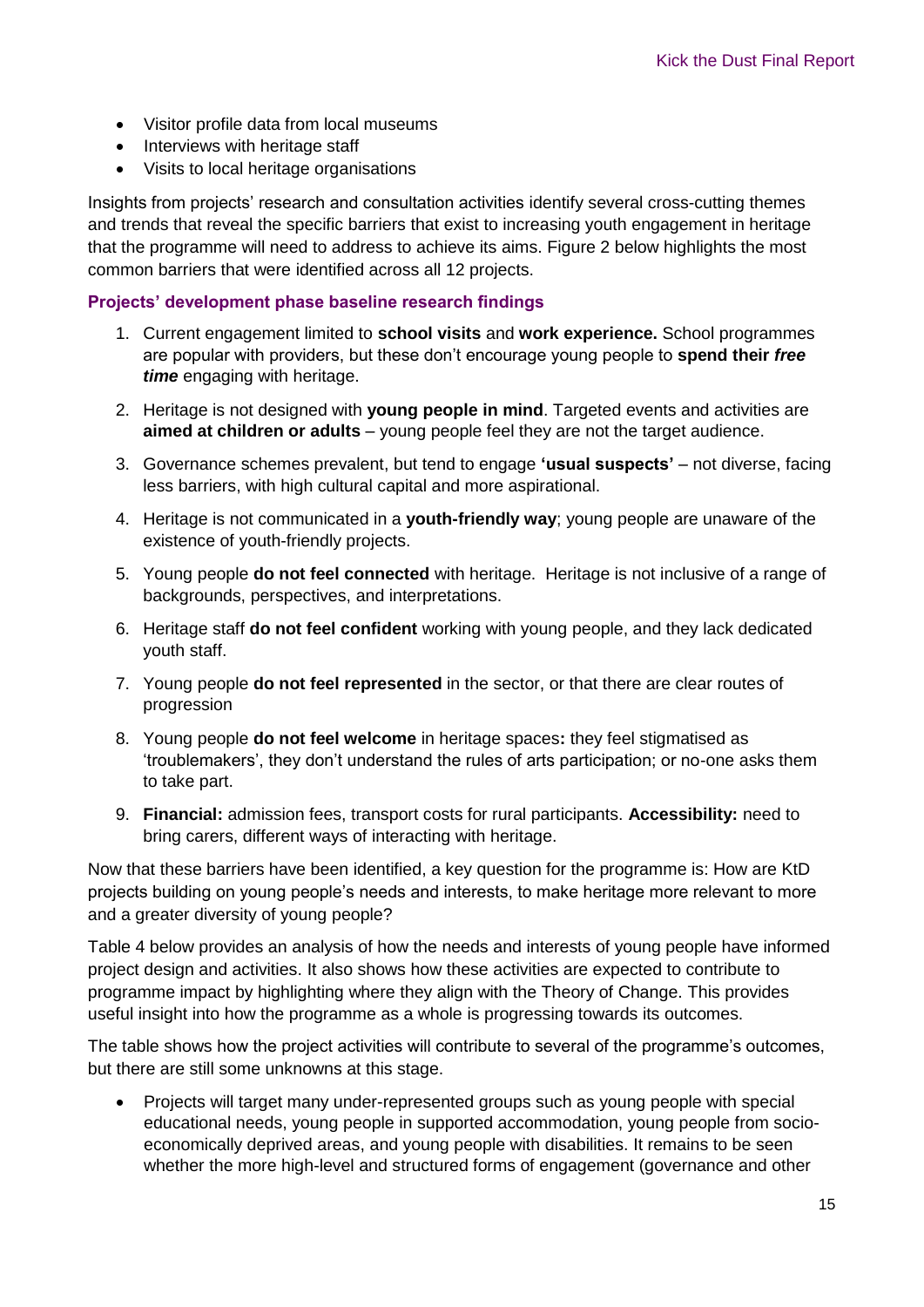- Visitor profile data from local museums
- Interviews with heritage staff
- Visits to local heritage organisations

Insights from projects' research and consultation activities identify several cross-cutting themes and trends that reveal the specific barriers that exist to increasing youth engagement in heritage that the programme will need to address to achieve its aims. Figure 2 below highlights the most common barriers that were identified across all 12 projects.

### Projects' development phase baseline research findings

1. Current engagement limited to **school visits** and **work experience.** School programmes are popular with providers, but these don't encourage young people to **spend their *free time*** engaging with heritage.
2. Heritage is not designed with **young people in mind**. Targeted events and activities are **aimed at children or adults** – young people feel they are not the target audience.
3. Governance schemes prevalent, but tend to engage **'usual suspects'** – not diverse, facing less barriers, with high cultural capital and more aspirational.
4. Heritage is not communicated in a **youth-friendly way**; young people are unaware of the existence of youth-friendly projects.
5. Young people **do not feel connected** with heritage. Heritage is not inclusive of a range of backgrounds, perspectives, and interpretations.
6. Heritage staff **do not feel confident** working with young people, and they lack dedicated youth staff.
7. Young people **do not feel represented** in the sector, or that there are clear routes of progression
8. Young people **do not feel welcome** in heritage spaces**:** they feel stigmatised as 'troublemakers', they don't understand the rules of arts participation; or no-one asks them to take part.
9. **Financial:** admission fees, transport costs for rural participants. **Accessibility:** need to bring carers, different ways of interacting with heritage.

Now that these barriers have been identified, a key question for the programme is: How are KtD projects building on young people's needs and interests, to make heritage more relevant to more and a greater diversity of young people?

Table 4 below provides an analysis of how the needs and interests of young people have informed project design and activities. It also shows how these activities are expected to contribute to programme impact by highlighting where they align with the Theory of Change. This provides useful insight into how the programme as a whole is progressing towards its outcomes.

The table shows how the project activities will contribute to several of the programme's outcomes, but there are still some unknowns at this stage.

- Projects will target many under-represented groups such as young people with special educational needs, young people in supported accommodation, young people from socio-economically deprived areas, and young people with disabilities. It remains to be seen whether the more high-level and structured forms of engagement (governance and other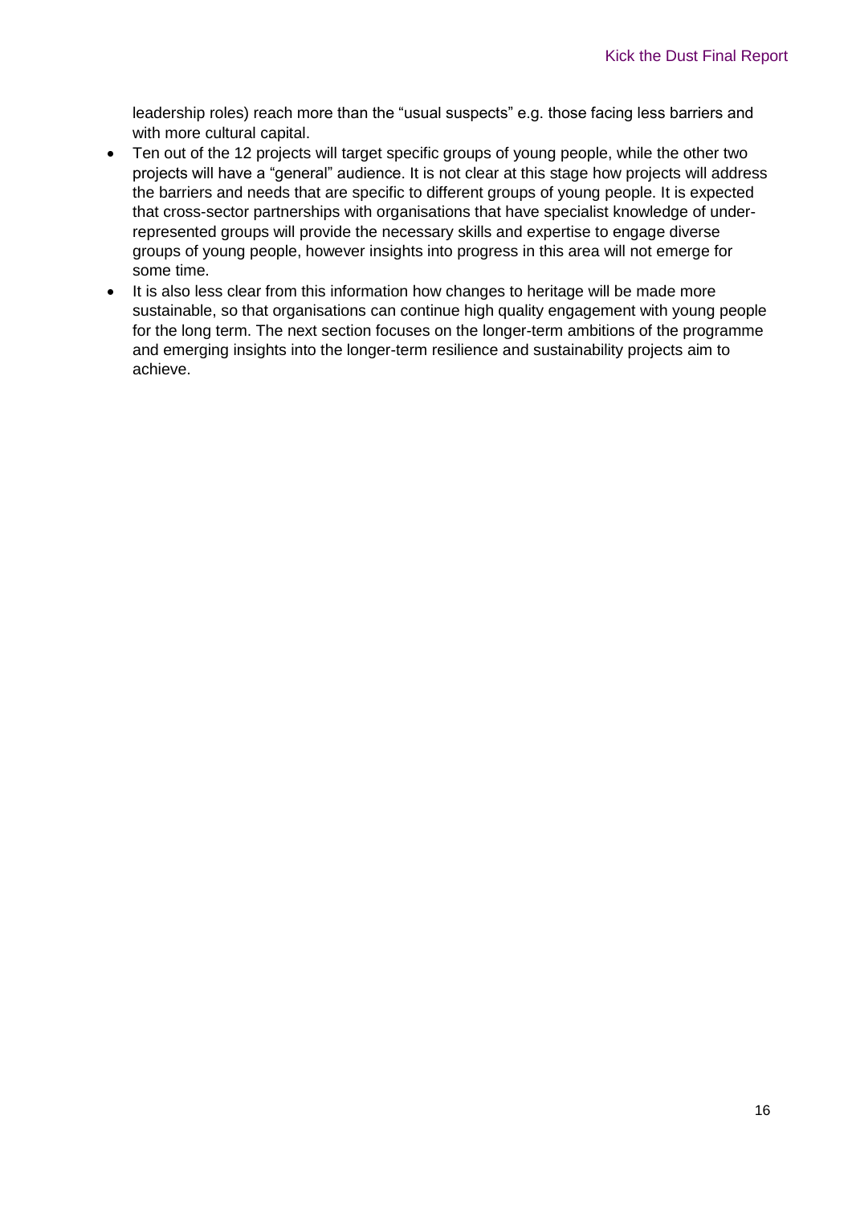leadership roles) reach more than the "usual suspects" e.g. those facing less barriers and with more cultural capital.

- Ten out of the 12 projects will target specific groups of young people, while the other two projects will have a "general" audience. It is not clear at this stage how projects will address the barriers and needs that are specific to different groups of young people. It is expected that cross-sector partnerships with organisations that have specialist knowledge of under-represented groups will provide the necessary skills and expertise to engage diverse groups of young people, however insights into progress in this area will not emerge for some time.
- It is also less clear from this information how changes to heritage will be made more sustainable, so that organisations can continue high quality engagement with young people for the long term. The next section focuses on the longer-term ambitions of the programme and emerging insights into the longer-term resilience and sustainability projects aim to achieve.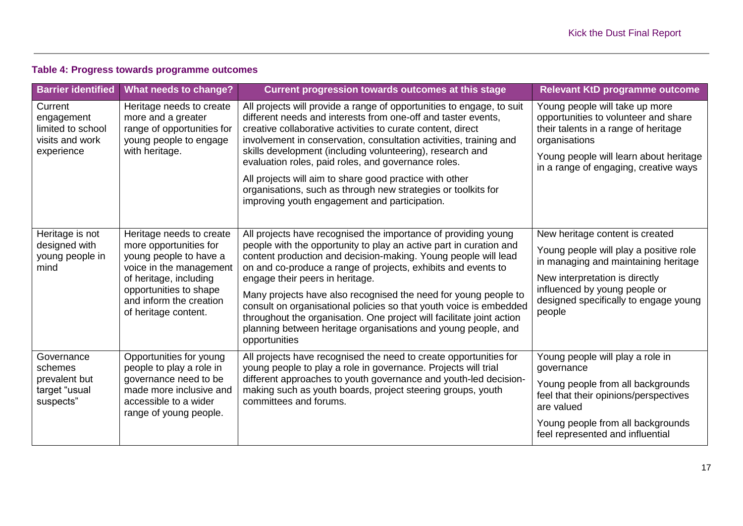**Table 4: Progress towards programme outcomes**

| Barrier identified | What needs to change? | Current progression towards outcomes at this stage | Relevant KtD programme outcome |
|---|---|---|---|
| Current engagement limited to school visits and work experience | Heritage needs to create more and a greater range of opportunities for young people to engage with heritage. | All projects will provide a range of opportunities to engage, to suit different needs and interests from one-off and taster events, creative collaborative activities to curate content, direct involvement in conservation, consultation activities, training and skills development (including volunteering), research and evaluation roles, paid roles, and governance roles.<br><br>All projects will aim to share good practice with other organisations, such as through new strategies or toolkits for improving youth engagement and participation. | Young people will take up more opportunities to volunteer and share their talents in a range of heritage organisations<br><br>Young people will learn about heritage in a range of engaging, creative ways |
| Heritage is not designed with young people in mind | Heritage needs to create more opportunities for young people to have a voice in the management of heritage, including opportunities to shape and inform the creation of heritage content. | All projects have recognised the importance of providing young people with the opportunity to play an active part in curation and content production and decision-making. Young people will lead on and co-produce a range of projects, exhibits and events to engage their peers in heritage.<br><br>Many projects have also recognised the need for young people to consult on organisational policies so that youth voice is embedded throughout the organisation. One project will facilitate joint action planning between heritage organisations and young people, and opportunities | New heritage content is created<br><br>Young people will play a positive role in managing and maintaining heritage<br><br>New interpretation is directly influenced by young people or designed specifically to engage young people |
| Governance schemes prevalent but target "usual suspects" | Opportunities for young people to play a role in governance need to be made more inclusive and accessible to a wider range of young people. | All projects have recognised the need to create opportunities for young people to play a role in governance. Projects will trial different approaches to youth governance and youth-led decision-making such as youth boards, project steering groups, youth committees and forums. | Young people will play a role in governance<br><br>Young people from all backgrounds feel that their opinions/perspectives are valued<br><br>Young people from all backgrounds feel represented and influential |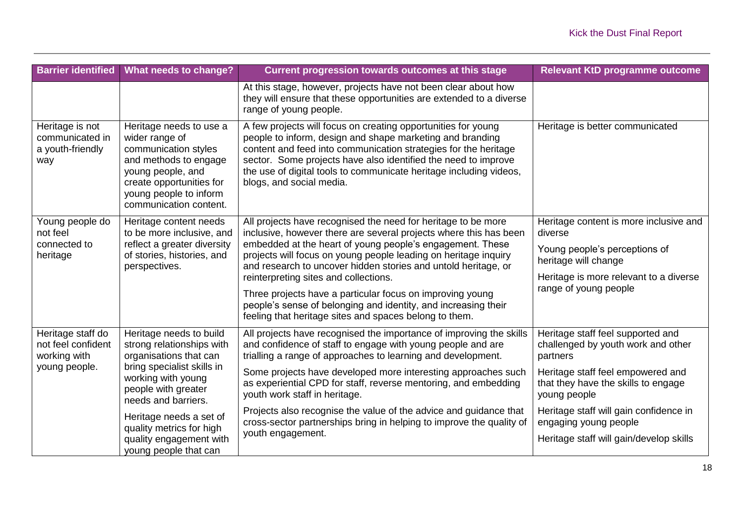| Barrier identified | What needs to change? | Current progression towards outcomes at this stage | Relevant KtD programme outcome |
| --- | --- | --- | --- |
| | | At this stage, however, projects have not been clear about how they will ensure that these opportunities are extended to a diverse range of young people. | |
| Heritage is not communicated in a youth-friendly way | Heritage needs to use a wider range of communication styles and methods to engage young people, and create opportunities for young people to inform communication content. | A few projects will focus on creating opportunities for young people to inform, design and shape marketing and branding content and feed into communication strategies for the heritage sector. Some projects have also identified the need to improve the use of digital tools to communicate heritage including videos, blogs, and social media. | Heritage is better communicated |
| Young people do not feel connected to heritage | Heritage content needs to be more inclusive, and reflect a greater diversity of stories, histories, and perspectives. | All projects have recognised the need for heritage to be more inclusive, however there are several projects where this has been embedded at the heart of young people's engagement. These projects will focus on young people leading on heritage inquiry and research to uncover hidden stories and untold heritage, or reinterpreting sites and collections.<br><br>Three projects have a particular focus on improving young people's sense of belonging and identity, and increasing their feeling that heritage sites and spaces belong to them. | Heritage content is more inclusive and diverse<br><br>Young people's perceptions of heritage will change<br><br>Heritage is more relevant to a diverse range of young people |
| Heritage staff do not feel confident working with young people. | Heritage needs to build strong relationships with organisations that can bring specialist skills in working with young people with greater needs and barriers.<br><br>Heritage needs a set of quality metrics for high quality engagement with young people that can | All projects have recognised the importance of improving the skills and confidence of staff to engage with young people and are trialling a range of approaches to learning and development.<br><br>Some projects have developed more interesting approaches such as experiential CPD for staff, reverse mentoring, and embedding youth work staff in heritage.<br><br>Projects also recognise the value of the advice and guidance that cross-sector partnerships bring in helping to improve the quality of youth engagement. | Heritage staff feel supported and challenged by youth work and other partners<br><br>Heritage staff feel empowered and that they have the skills to engage young people<br><br>Heritage staff will gain confidence in engaging young people<br><br>Heritage staff will gain/develop skills |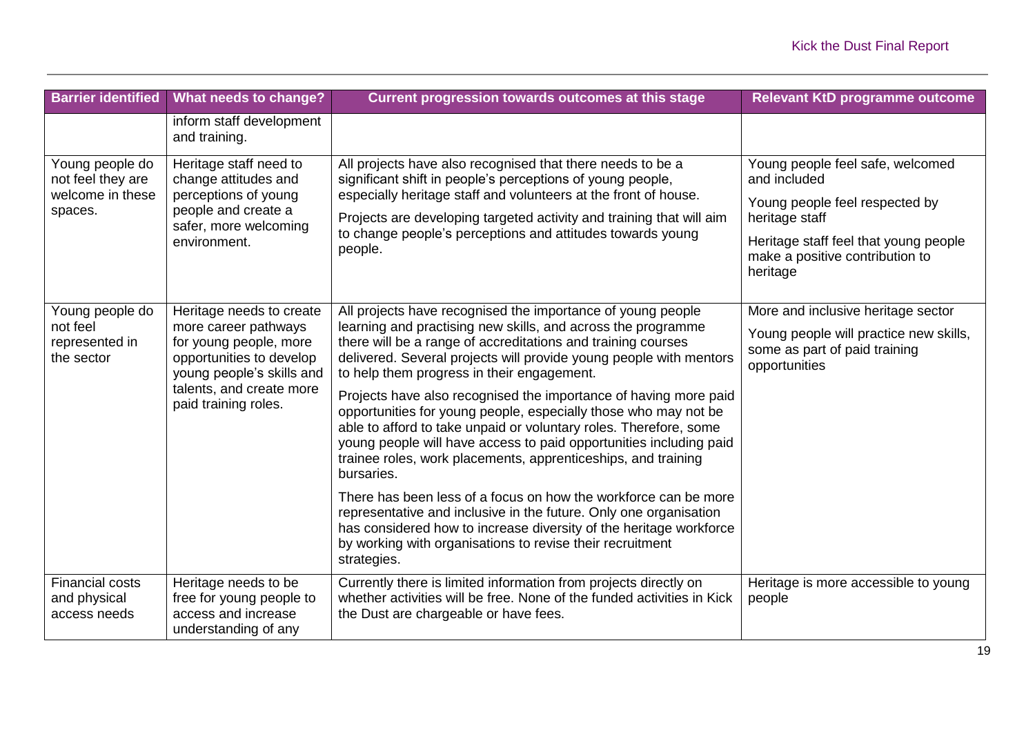| Barrier identified | What needs to change? | Current progression towards outcomes at this stage | Relevant KtD programme outcome |
|---|---|---|---|
| | inform staff development and training. | | |
| Young people do not feel they are welcome in these spaces. | Heritage staff need to change attitudes and perceptions of young people and create a safer, more welcoming environment. | All projects have also recognised that there needs to be a significant shift in people's perceptions of young people, especially heritage staff and volunteers at the front of house.<br><br>Projects are developing targeted activity and training that will aim to change people's perceptions and attitudes towards young people. | Young people feel safe, welcomed and included<br><br>Young people feel respected by heritage staff<br><br>Heritage staff feel that young people make a positive contribution to heritage |
| Young people do not feel represented in the sector | Heritage needs to create more career pathways for young people, more opportunities to develop young people's skills and talents, and create more paid training roles. | All projects have recognised the importance of young people learning and practising new skills, and across the programme there will be a range of accreditations and training courses delivered. Several projects will provide young people with mentors to help them progress in their engagement.<br><br>Projects have also recognised the importance of having more paid opportunities for young people, especially those who may not be able to afford to take unpaid or voluntary roles. Therefore, some young people will have access to paid opportunities including paid trainee roles, work placements, apprenticeships, and training bursaries.<br><br>There has been less of a focus on how the workforce can be more representative and inclusive in the future. Only one organisation has considered how to increase diversity of the heritage workforce by working with organisations to revise their recruitment strategies. | More and inclusive heritage sector<br><br>Young people will practice new skills, some as part of paid training opportunities |
| Financial costs and physical access needs | Heritage needs to be free for young people to access and increase understanding of any | Currently there is limited information from projects directly on whether activities will be free. None of the funded activities in Kick the Dust are chargeable or have fees. | Heritage is more accessible to young people |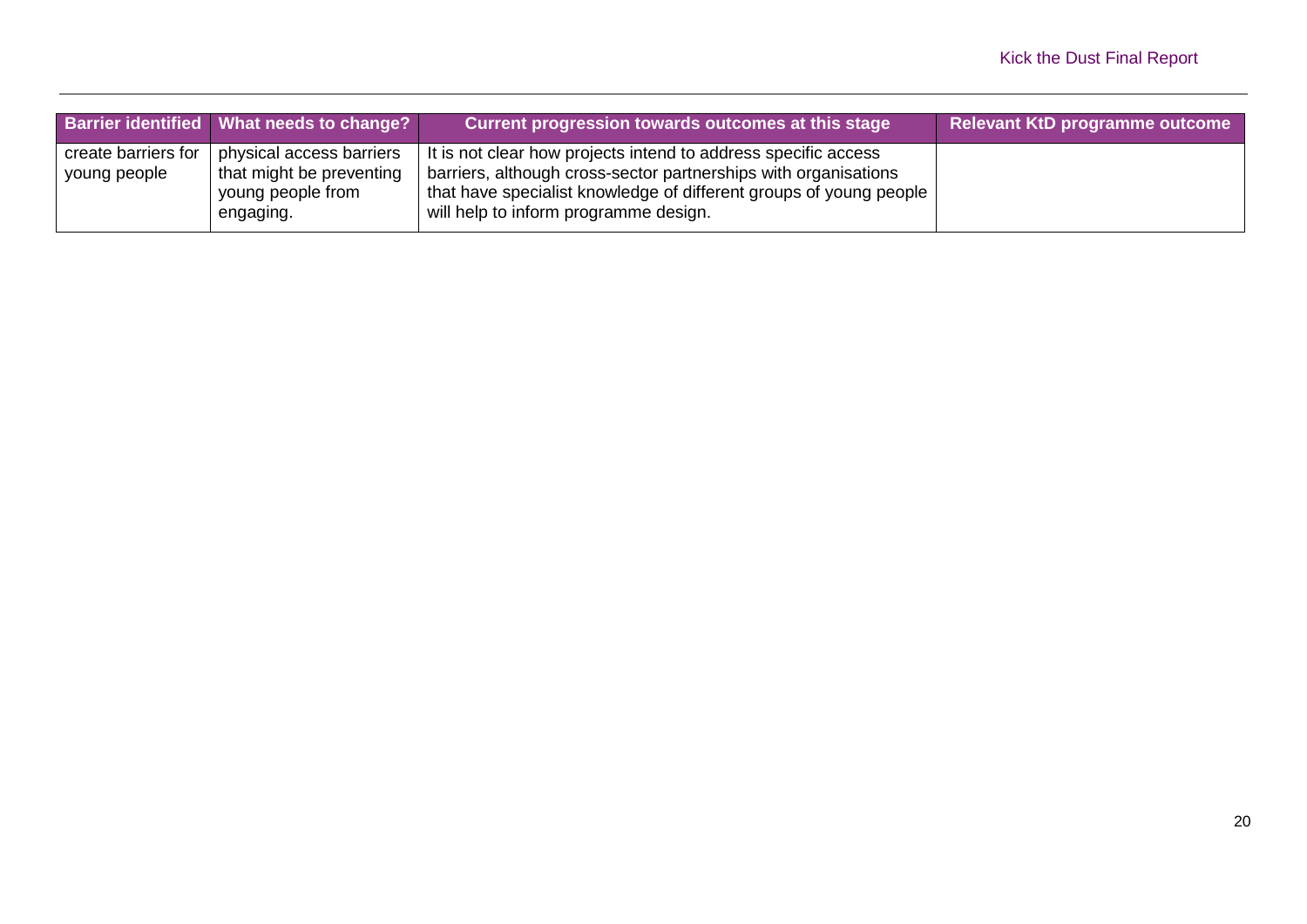| Barrier identified | What needs to change? | Current progression towards outcomes at this stage | Relevant KtD programme outcome |
| --- | --- | --- | --- |
| create barriers for young people | physical access barriers that might be preventing young people from engaging. | It is not clear how projects intend to address specific access barriers, although cross-sector partnerships with organisations that have specialist knowledge of different groups of young people will help to inform programme design. | |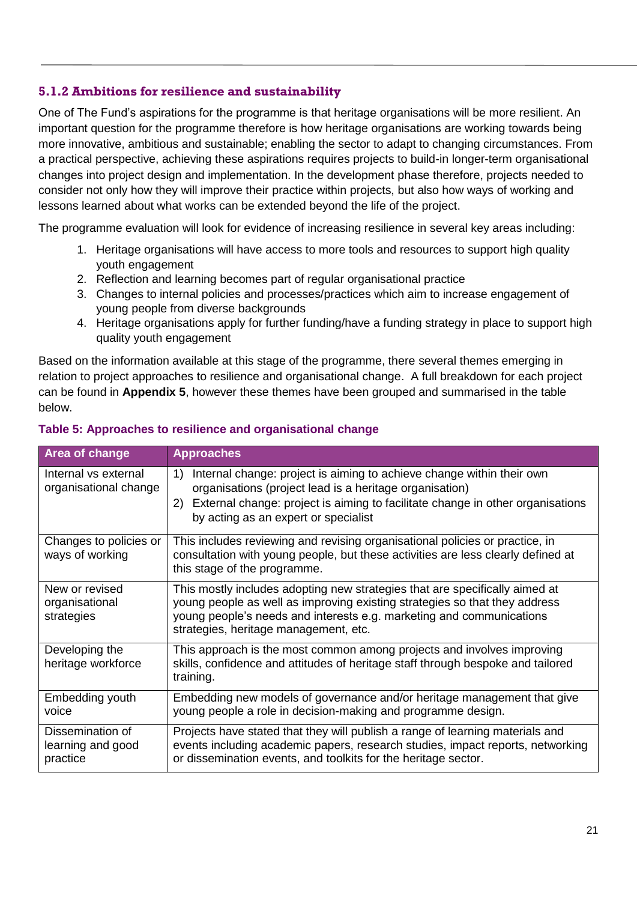### 5.1.2 Ambitions for resilience and sustainability

One of The Fund's aspirations for the programme is that heritage organisations will be more resilient. An important question for the programme therefore is how heritage organisations are working towards being more innovative, ambitious and sustainable; enabling the sector to adapt to changing circumstances. From a practical perspective, achieving these aspirations requires projects to build-in longer-term organisational changes into project design and implementation. In the development phase therefore, projects needed to consider not only how they will improve their practice within projects, but also how ways of working and lessons learned about what works can be extended beyond the life of the project.

The programme evaluation will look for evidence of increasing resilience in several key areas including:

1. Heritage organisations will have access to more tools and resources to support high quality youth engagement
2. Reflection and learning becomes part of regular organisational practice
3. Changes to internal policies and processes/practices which aim to increase engagement of young people from diverse backgrounds
4. Heritage organisations apply for further funding/have a funding strategy in place to support high quality youth engagement

Based on the information available at this stage of the programme, there several themes emerging in relation to project approaches to resilience and organisational change. A full breakdown for each project can be found in **Appendix 5**, however these themes have been grouped and summarised in the table below.

**Table 5: Approaches to resilience and organisational change**

| Area of change | Approaches |
|---|---|
| Internal vs external organisational change | 1) Internal change: project is aiming to achieve change within their own organisations (project lead is a heritage organisation)<br>2) External change: project is aiming to facilitate change in other organisations by acting as an expert or specialist |
| Changes to policies or ways of working | This includes reviewing and revising organisational policies or practice, in consultation with young people, but these activities are less clearly defined at this stage of the programme. |
| New or revised organisational strategies | This mostly includes adopting new strategies that are specifically aimed at young people as well as improving existing strategies so that they address young people's needs and interests e.g. marketing and communications strategies, heritage management, etc. |
| Developing the heritage workforce | This approach is the most common among projects and involves improving skills, confidence and attitudes of heritage staff through bespoke and tailored training. |
| Embedding youth voice | Embedding new models of governance and/or heritage management that give young people a role in decision-making and programme design. |
| Dissemination of learning and good practice | Projects have stated that they will publish a range of learning materials and events including academic papers, research studies, impact reports, networking or dissemination events, and toolkits for the heritage sector. |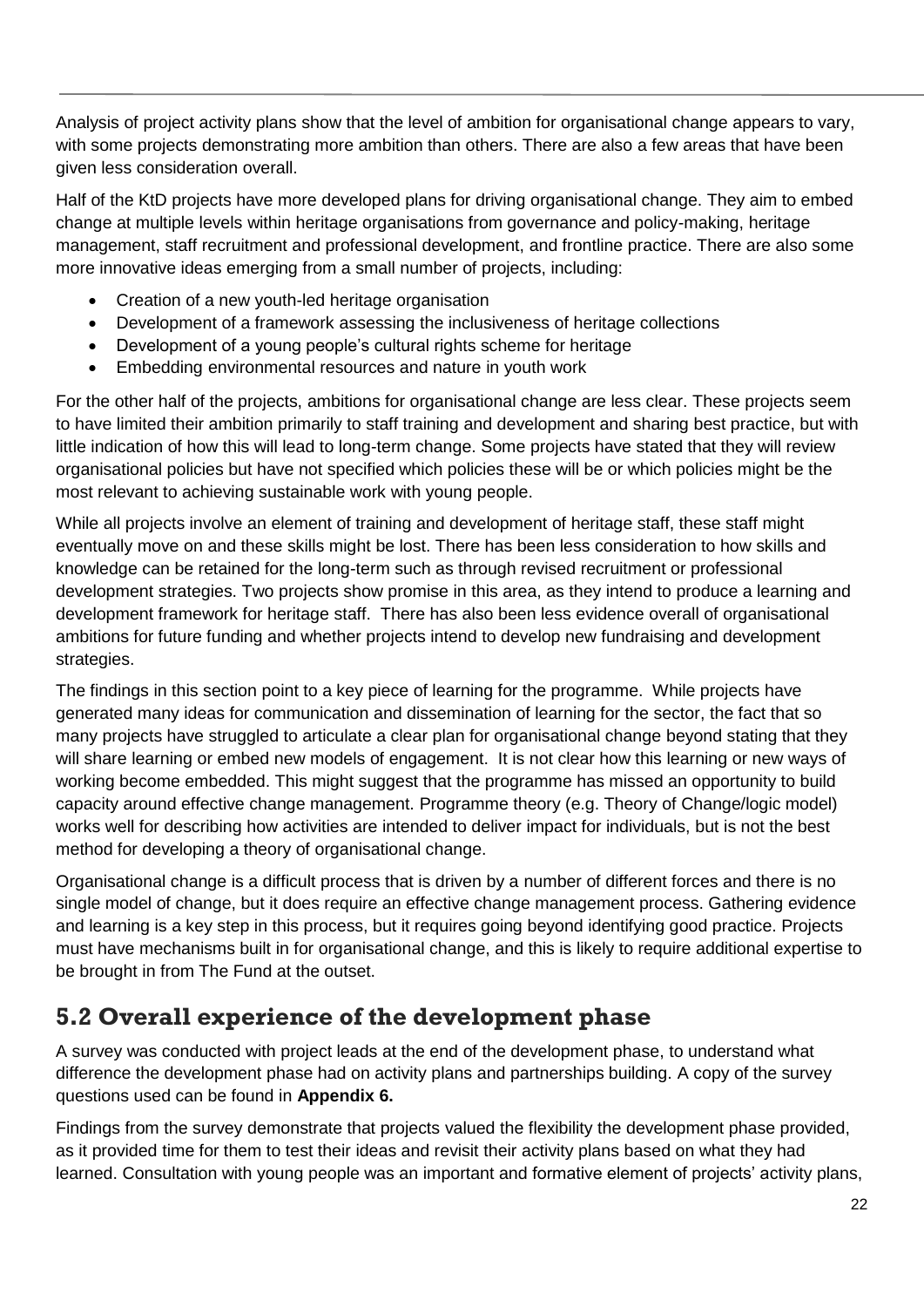Analysis of project activity plans show that the level of ambition for organisational change appears to vary, with some projects demonstrating more ambition than others. There are also a few areas that have been given less consideration overall.

Half of the KtD projects have more developed plans for driving organisational change. They aim to embed change at multiple levels within heritage organisations from governance and policy-making, heritage management, staff recruitment and professional development, and frontline practice. There are also some more innovative ideas emerging from a small number of projects, including:

- Creation of a new youth-led heritage organisation
- Development of a framework assessing the inclusiveness of heritage collections
- Development of a young people's cultural rights scheme for heritage
- Embedding environmental resources and nature in youth work

For the other half of the projects, ambitions for organisational change are less clear. These projects seem to have limited their ambition primarily to staff training and development and sharing best practice, but with little indication of how this will lead to long-term change. Some projects have stated that they will review organisational policies but have not specified which policies these will be or which policies might be the most relevant to achieving sustainable work with young people.

While all projects involve an element of training and development of heritage staff, these staff might eventually move on and these skills might be lost. There has been less consideration to how skills and knowledge can be retained for the long-term such as through revised recruitment or professional development strategies. Two projects show promise in this area, as they intend to produce a learning and development framework for heritage staff. There has also been less evidence overall of organisational ambitions for future funding and whether projects intend to develop new fundraising and development strategies.

The findings in this section point to a key piece of learning for the programme. While projects have generated many ideas for communication and dissemination of learning for the sector, the fact that so many projects have struggled to articulate a clear plan for organisational change beyond stating that they will share learning or embed new models of engagement. It is not clear how this learning or new ways of working become embedded. This might suggest that the programme has missed an opportunity to build capacity around effective change management. Programme theory (e.g. Theory of Change/logic model) works well for describing how activities are intended to deliver impact for individuals, but is not the best method for developing a theory of organisational change.

Organisational change is a difficult process that is driven by a number of different forces and there is no single model of change, but it does require an effective change management process. Gathering evidence and learning is a key step in this process, but it requires going beyond identifying good practice. Projects must have mechanisms built in for organisational change, and this is likely to require additional expertise to be brought in from The Fund at the outset.

## 5.2 Overall experience of the development phase

A survey was conducted with project leads at the end of the development phase, to understand what difference the development phase had on activity plans and partnerships building. A copy of the survey questions used can be found in **Appendix 6.**

Findings from the survey demonstrate that projects valued the flexibility the development phase provided, as it provided time for them to test their ideas and revisit their activity plans based on what they had learned. Consultation with young people was an important and formative element of projects' activity plans,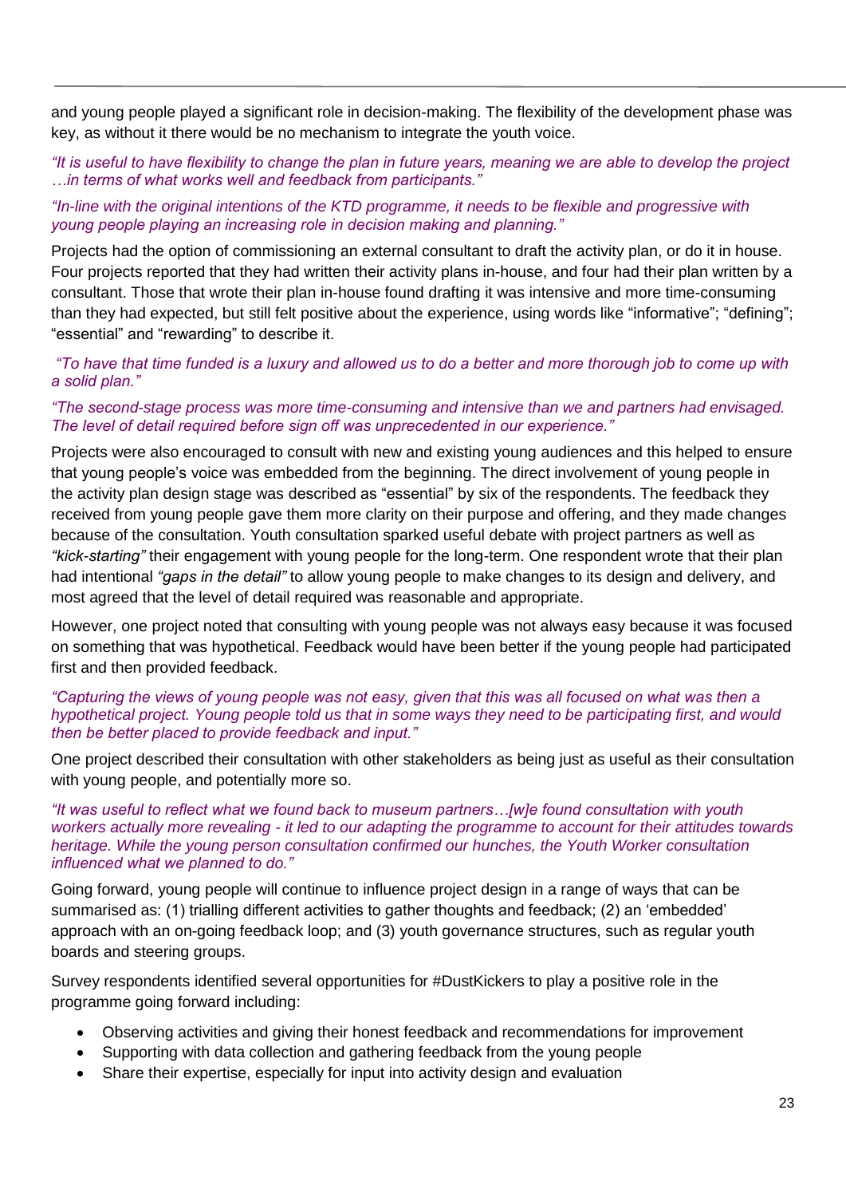and young people played a significant role in decision-making. The flexibility of the development phase was key, as without it there would be no mechanism to integrate the youth voice.

*"It is useful to have flexibility to change the plan in future years, meaning we are able to develop the project …in terms of what works well and feedback from participants."*

*"In-line with the original intentions of the KTD programme, it needs to be flexible and progressive with young people playing an increasing role in decision making and planning."*

Projects had the option of commissioning an external consultant to draft the activity plan, or do it in house. Four projects reported that they had written their activity plans in-house, and four had their plan written by a consultant. Those that wrote their plan in-house found drafting it was intensive and more time-consuming than they had expected, but still felt positive about the experience, using words like "informative"; "defining"; "essential" and "rewarding" to describe it.

*"To have that time funded is a luxury and allowed us to do a better and more thorough job to come up with a solid plan."*

*"The second-stage process was more time-consuming and intensive than we and partners had envisaged. The level of detail required before sign off was unprecedented in our experience."*

Projects were also encouraged to consult with new and existing young audiences and this helped to ensure that young people's voice was embedded from the beginning. The direct involvement of young people in the activity plan design stage was described as "essential" by six of the respondents. The feedback they received from young people gave them more clarity on their purpose and offering, and they made changes because of the consultation. Youth consultation sparked useful debate with project partners as well as *"kick-starting"* their engagement with young people for the long-term. One respondent wrote that their plan had intentional *"gaps in the detail"* to allow young people to make changes to its design and delivery, and most agreed that the level of detail required was reasonable and appropriate.

However, one project noted that consulting with young people was not always easy because it was focused on something that was hypothetical. Feedback would have been better if the young people had participated first and then provided feedback.

*"Capturing the views of young people was not easy, given that this was all focused on what was then a hypothetical project. Young people told us that in some ways they need to be participating first, and would then be better placed to provide feedback and input."*

One project described their consultation with other stakeholders as being just as useful as their consultation with young people, and potentially more so.

*"It was useful to reflect what we found back to museum partners…[w]e found consultation with youth workers actually more revealing - it led to our adapting the programme to account for their attitudes towards heritage. While the young person consultation confirmed our hunches, the Youth Worker consultation influenced what we planned to do."*

Going forward, young people will continue to influence project design in a range of ways that can be summarised as: (1) trialling different activities to gather thoughts and feedback; (2) an 'embedded' approach with an on-going feedback loop; and (3) youth governance structures, such as regular youth boards and steering groups.

Survey respondents identified several opportunities for #DustKickers to play a positive role in the programme going forward including:

- Observing activities and giving their honest feedback and recommendations for improvement
- Supporting with data collection and gathering feedback from the young people
- Share their expertise, especially for input into activity design and evaluation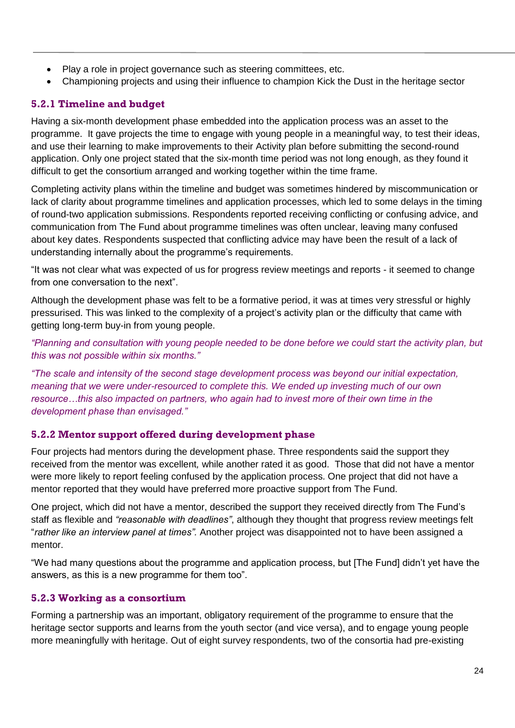- Play a role in project governance such as steering committees, etc.
- Championing projects and using their influence to champion Kick the Dust in the heritage sector

### 5.2.1 Timeline and budget

Having a six-month development phase embedded into the application process was an asset to the programme. It gave projects the time to engage with young people in a meaningful way, to test their ideas, and use their learning to make improvements to their Activity plan before submitting the second-round application. Only one project stated that the six-month time period was not long enough, as they found it difficult to get the consortium arranged and working together within the time frame.

Completing activity plans within the timeline and budget was sometimes hindered by miscommunication or lack of clarity about programme timelines and application processes, which led to some delays in the timing of round-two application submissions. Respondents reported receiving conflicting or confusing advice, and communication from The Fund about programme timelines was often unclear, leaving many confused about key dates. Respondents suspected that conflicting advice may have been the result of a lack of understanding internally about the programme's requirements.

"It was not clear what was expected of us for progress review meetings and reports - it seemed to change from one conversation to the next".

Although the development phase was felt to be a formative period, it was at times very stressful or highly pressurised. This was linked to the complexity of a project's activity plan or the difficulty that came with getting long-term buy-in from young people.

*"Planning and consultation with young people needed to be done before we could start the activity plan, but this was not possible within six months."*

*"The scale and intensity of the second stage development process was beyond our initial expectation, meaning that we were under-resourced to complete this. We ended up investing much of our own resource…this also impacted on partners, who again had to invest more of their own time in the development phase than envisaged."*

### 5.2.2 Mentor support offered during development phase

Four projects had mentors during the development phase. Three respondents said the support they received from the mentor was excellent, while another rated it as good. Those that did not have a mentor were more likely to report feeling confused by the application process. One project that did not have a mentor reported that they would have preferred more proactive support from The Fund.

One project, which did not have a mentor, described the support they received directly from The Fund's staff as flexible and *"reasonable with deadlines"*, although they thought that progress review meetings felt "*rather like an interview panel at times".* Another project was disappointed not to have been assigned a mentor.

"We had many questions about the programme and application process, but [The Fund] didn't yet have the answers, as this is a new programme for them too".

### 5.2.3 Working as a consortium

Forming a partnership was an important, obligatory requirement of the programme to ensure that the heritage sector supports and learns from the youth sector (and vice versa), and to engage young people more meaningfully with heritage. Out of eight survey respondents, two of the consortia had pre-existing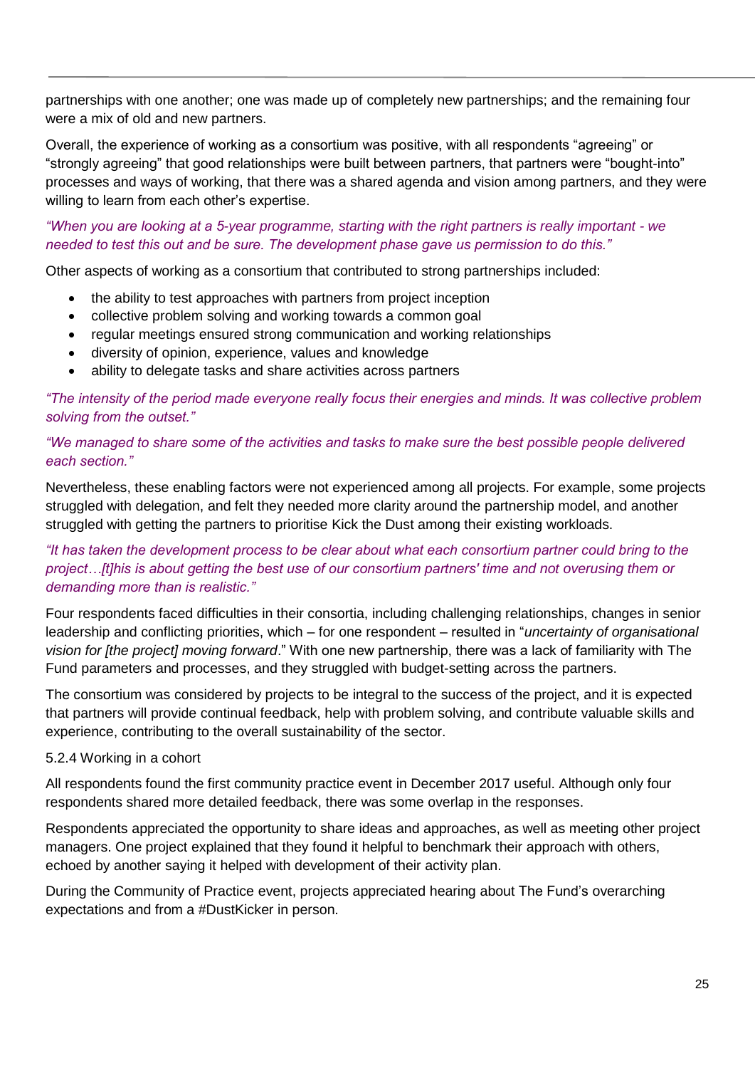partnerships with one another; one was made up of completely new partnerships; and the remaining four were a mix of old and new partners.

Overall, the experience of working as a consortium was positive, with all respondents "agreeing" or "strongly agreeing" that good relationships were built between partners, that partners were "bought-into" processes and ways of working, that there was a shared agenda and vision among partners, and they were willing to learn from each other's expertise.

*"When you are looking at a 5-year programme, starting with the right partners is really important - we needed to test this out and be sure. The development phase gave us permission to do this."*

Other aspects of working as a consortium that contributed to strong partnerships included:

- the ability to test approaches with partners from project inception
- collective problem solving and working towards a common goal
- regular meetings ensured strong communication and working relationships
- diversity of opinion, experience, values and knowledge
- ability to delegate tasks and share activities across partners

*"The intensity of the period made everyone really focus their energies and minds. It was collective problem solving from the outset."*

*"We managed to share some of the activities and tasks to make sure the best possible people delivered each section."*

Nevertheless, these enabling factors were not experienced among all projects. For example, some projects struggled with delegation, and felt they needed more clarity around the partnership model, and another struggled with getting the partners to prioritise Kick the Dust among their existing workloads.

*"It has taken the development process to be clear about what each consortium partner could bring to the project…[t]his is about getting the best use of our consortium partners' time and not overusing them or demanding more than is realistic."*

Four respondents faced difficulties in their consortia, including challenging relationships, changes in senior leadership and conflicting priorities, which – for one respondent – resulted in "*uncertainty of organisational vision for [the project] moving forward*." With one new partnership, there was a lack of familiarity with The Fund parameters and processes, and they struggled with budget-setting across the partners.

The consortium was considered by projects to be integral to the success of the project, and it is expected that partners will provide continual feedback, help with problem solving, and contribute valuable skills and experience, contributing to the overall sustainability of the sector.

### 5.2.4 Working in a cohort

All respondents found the first community practice event in December 2017 useful. Although only four respondents shared more detailed feedback, there was some overlap in the responses.

Respondents appreciated the opportunity to share ideas and approaches, as well as meeting other project managers. One project explained that they found it helpful to benchmark their approach with others, echoed by another saying it helped with development of their activity plan.

During the Community of Practice event, projects appreciated hearing about The Fund's overarching expectations and from a #DustKicker in person.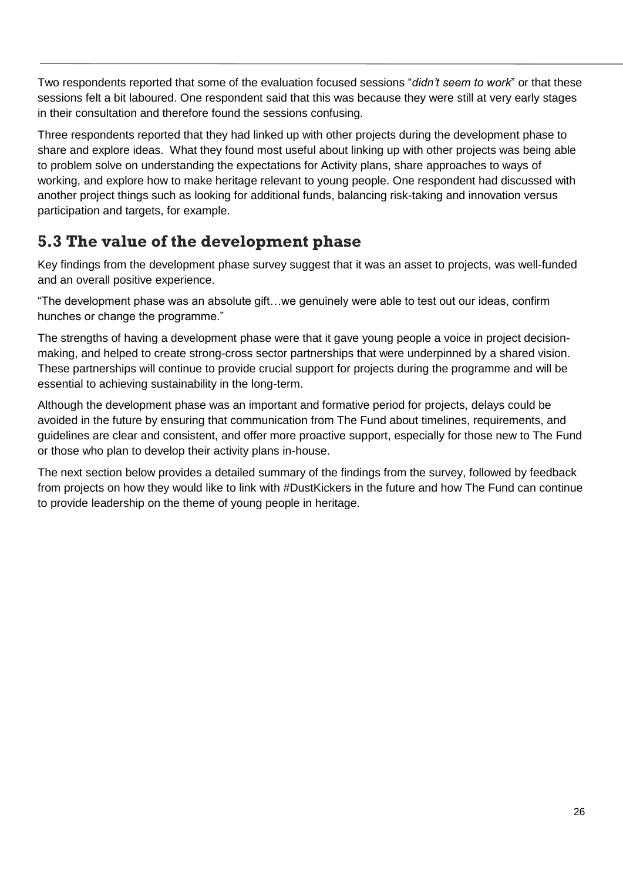Two respondents reported that some of the evaluation focused sessions "*didn't seem to work*" or that these sessions felt a bit laboured. One respondent said that this was because they were still at very early stages in their consultation and therefore found the sessions confusing.

Three respondents reported that they had linked up with other projects during the development phase to share and explore ideas. What they found most useful about linking up with other projects was being able to problem solve on understanding the expectations for Activity plans, share approaches to ways of working, and explore how to make heritage relevant to young people. One respondent had discussed with another project things such as looking for additional funds, balancing risk-taking and innovation versus participation and targets, for example.

## 5.3 The value of the development phase

Key findings from the development phase survey suggest that it was an asset to projects, was well-funded and an overall positive experience.

"The development phase was an absolute gift…we genuinely were able to test out our ideas, confirm hunches or change the programme."

The strengths of having a development phase were that it gave young people a voice in project decision-making, and helped to create strong-cross sector partnerships that were underpinned by a shared vision. These partnerships will continue to provide crucial support for projects during the programme and will be essential to achieving sustainability in the long-term.

Although the development phase was an important and formative period for projects, delays could be avoided in the future by ensuring that communication from The Fund about timelines, requirements, and guidelines are clear and consistent, and offer more proactive support, especially for those new to The Fund or those who plan to develop their activity plans in-house.

The next section below provides a detailed summary of the findings from the survey, followed by feedback from projects on how they would like to link with #DustKickers in the future and how The Fund can continue to provide leadership on the theme of young people in heritage.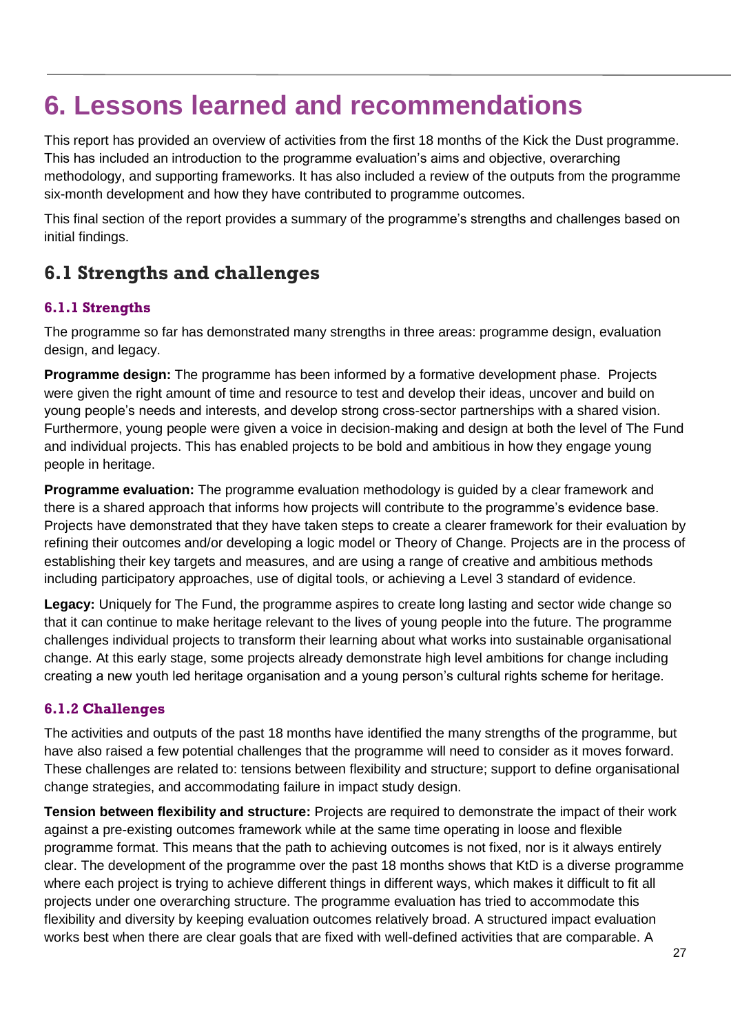# 6. Lessons learned and recommendations

This report has provided an overview of activities from the first 18 months of the Kick the Dust programme. This has included an introduction to the programme evaluation's aims and objective, overarching methodology, and supporting frameworks. It has also included a review of the outputs from the programme six-month development and how they have contributed to programme outcomes.

This final section of the report provides a summary of the programme's strengths and challenges based on initial findings.

## 6.1 Strengths and challenges

### 6.1.1 Strengths

The programme so far has demonstrated many strengths in three areas: programme design, evaluation design, and legacy.

**Programme design:** The programme has been informed by a formative development phase. Projects were given the right amount of time and resource to test and develop their ideas, uncover and build on young people's needs and interests, and develop strong cross-sector partnerships with a shared vision. Furthermore, young people were given a voice in decision-making and design at both the level of The Fund and individual projects. This has enabled projects to be bold and ambitious in how they engage young people in heritage.

**Programme evaluation:** The programme evaluation methodology is guided by a clear framework and there is a shared approach that informs how projects will contribute to the programme's evidence base. Projects have demonstrated that they have taken steps to create a clearer framework for their evaluation by refining their outcomes and/or developing a logic model or Theory of Change. Projects are in the process of establishing their key targets and measures, and are using a range of creative and ambitious methods including participatory approaches, use of digital tools, or achieving a Level 3 standard of evidence.

**Legacy:** Uniquely for The Fund, the programme aspires to create long lasting and sector wide change so that it can continue to make heritage relevant to the lives of young people into the future. The programme challenges individual projects to transform their learning about what works into sustainable organisational change. At this early stage, some projects already demonstrate high level ambitions for change including creating a new youth led heritage organisation and a young person's cultural rights scheme for heritage.

### 6.1.2 Challenges

The activities and outputs of the past 18 months have identified the many strengths of the programme, but have also raised a few potential challenges that the programme will need to consider as it moves forward. These challenges are related to: tensions between flexibility and structure; support to define organisational change strategies, and accommodating failure in impact study design.

**Tension between flexibility and structure:** Projects are required to demonstrate the impact of their work against a pre-existing outcomes framework while at the same time operating in loose and flexible programme format. This means that the path to achieving outcomes is not fixed, nor is it always entirely clear. The development of the programme over the past 18 months shows that KtD is a diverse programme where each project is trying to achieve different things in different ways, which makes it difficult to fit all projects under one overarching structure. The programme evaluation has tried to accommodate this flexibility and diversity by keeping evaluation outcomes relatively broad. A structured impact evaluation works best when there are clear goals that are fixed with well-defined activities that are comparable. A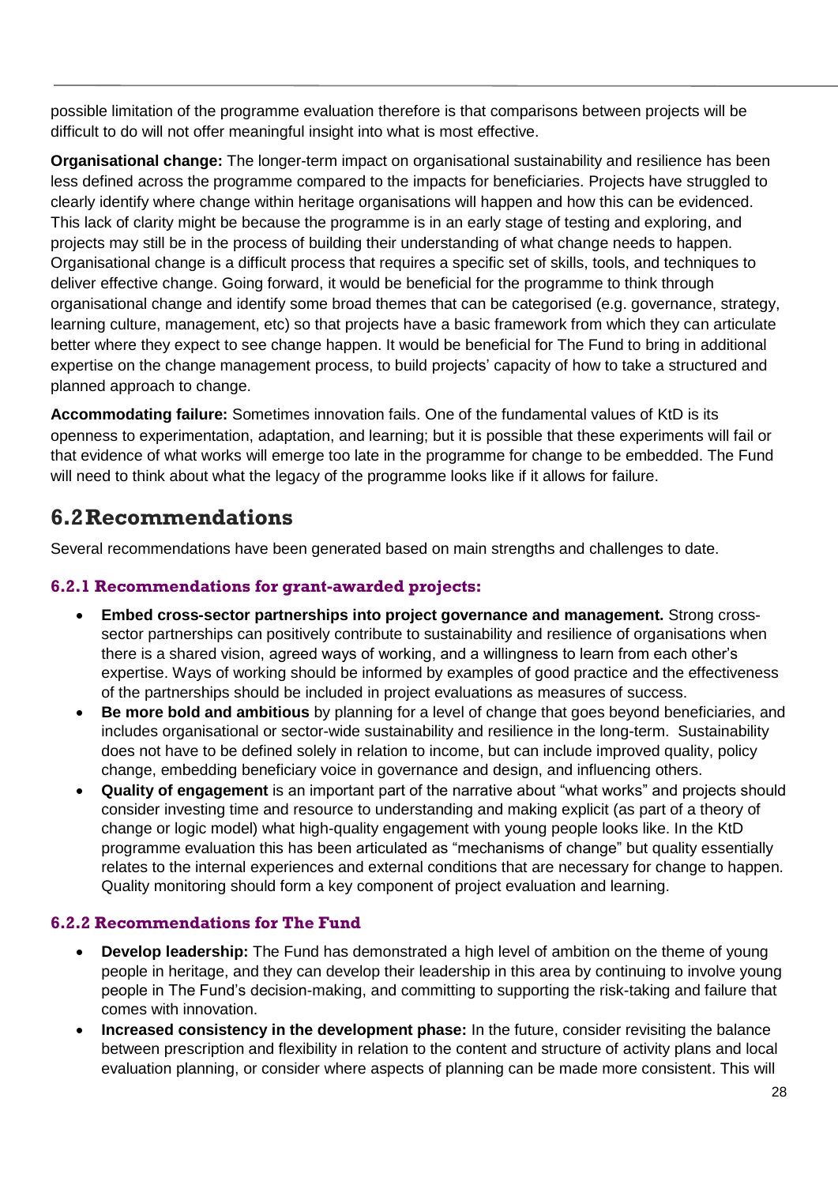possible limitation of the programme evaluation therefore is that comparisons between projects will be difficult to do will not offer meaningful insight into what is most effective.

**Organisational change:** The longer-term impact on organisational sustainability and resilience has been less defined across the programme compared to the impacts for beneficiaries. Projects have struggled to clearly identify where change within heritage organisations will happen and how this can be evidenced. This lack of clarity might be because the programme is in an early stage of testing and exploring, and projects may still be in the process of building their understanding of what change needs to happen. Organisational change is a difficult process that requires a specific set of skills, tools, and techniques to deliver effective change. Going forward, it would be beneficial for the programme to think through organisational change and identify some broad themes that can be categorised (e.g. governance, strategy, learning culture, management, etc) so that projects have a basic framework from which they can articulate better where they expect to see change happen. It would be beneficial for The Fund to bring in additional expertise on the change management process, to build projects' capacity of how to take a structured and planned approach to change.

**Accommodating failure:** Sometimes innovation fails. One of the fundamental values of KtD is its openness to experimentation, adaptation, and learning; but it is possible that these experiments will fail or that evidence of what works will emerge too late in the programme for change to be embedded. The Fund will need to think about what the legacy of the programme looks like if it allows for failure.

## 6.2 Recommendations

Several recommendations have been generated based on main strengths and challenges to date.

### 6.2.1 Recommendations for grant-awarded projects:

- **Embed cross-sector partnerships into project governance and management.** Strong cross-sector partnerships can positively contribute to sustainability and resilience of organisations when there is a shared vision, agreed ways of working, and a willingness to learn from each other's expertise. Ways of working should be informed by examples of good practice and the effectiveness of the partnerships should be included in project evaluations as measures of success.
- **Be more bold and ambitious** by planning for a level of change that goes beyond beneficiaries, and includes organisational or sector-wide sustainability and resilience in the long-term. Sustainability does not have to be defined solely in relation to income, but can include improved quality, policy change, embedding beneficiary voice in governance and design, and influencing others.
- **Quality of engagement** is an important part of the narrative about "what works" and projects should consider investing time and resource to understanding and making explicit (as part of a theory of change or logic model) what high-quality engagement with young people looks like. In the KtD programme evaluation this has been articulated as "mechanisms of change" but quality essentially relates to the internal experiences and external conditions that are necessary for change to happen. Quality monitoring should form a key component of project evaluation and learning.

### 6.2.2 Recommendations for The Fund

- **Develop leadership:** The Fund has demonstrated a high level of ambition on the theme of young people in heritage, and they can develop their leadership in this area by continuing to involve young people in The Fund's decision-making, and committing to supporting the risk-taking and failure that comes with innovation.
- **Increased consistency in the development phase:** In the future, consider revisiting the balance between prescription and flexibility in relation to the content and structure of activity plans and local evaluation planning, or consider where aspects of planning can be made more consistent. This will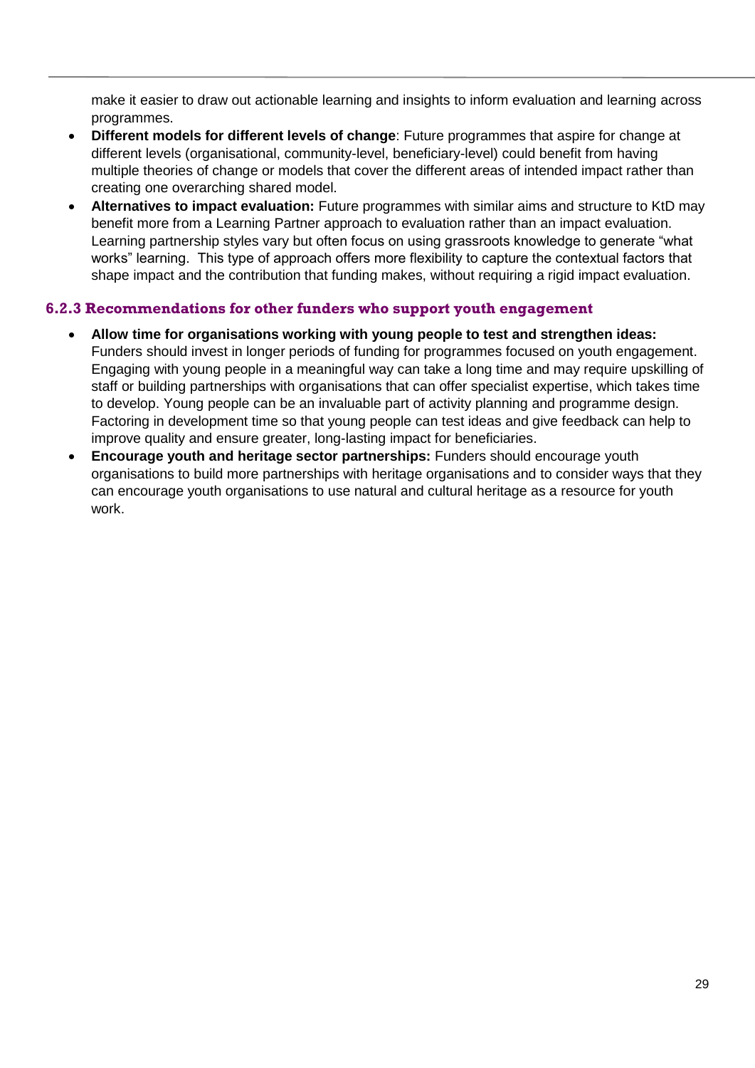make it easier to draw out actionable learning and insights to inform evaluation and learning across programmes.

- **Different models for different levels of change**: Future programmes that aspire for change at different levels (organisational, community-level, beneficiary-level) could benefit from having multiple theories of change or models that cover the different areas of intended impact rather than creating one overarching shared model.
- **Alternatives to impact evaluation:** Future programmes with similar aims and structure to KtD may benefit more from a Learning Partner approach to evaluation rather than an impact evaluation. Learning partnership styles vary but often focus on using grassroots knowledge to generate "what works" learning. This type of approach offers more flexibility to capture the contextual factors that shape impact and the contribution that funding makes, without requiring a rigid impact evaluation.

### 6.2.3 Recommendations for other funders who support youth engagement

- **Allow time for organisations working with young people to test and strengthen ideas:** Funders should invest in longer periods of funding for programmes focused on youth engagement. Engaging with young people in a meaningful way can take a long time and may require upskilling of staff or building partnerships with organisations that can offer specialist expertise, which takes time to develop. Young people can be an invaluable part of activity planning and programme design. Factoring in development time so that young people can test ideas and give feedback can help to improve quality and ensure greater, long-lasting impact for beneficiaries.
- **Encourage youth and heritage sector partnerships:** Funders should encourage youth organisations to build more partnerships with heritage organisations and to consider ways that they can encourage youth organisations to use natural and cultural heritage as a resource for youth work.